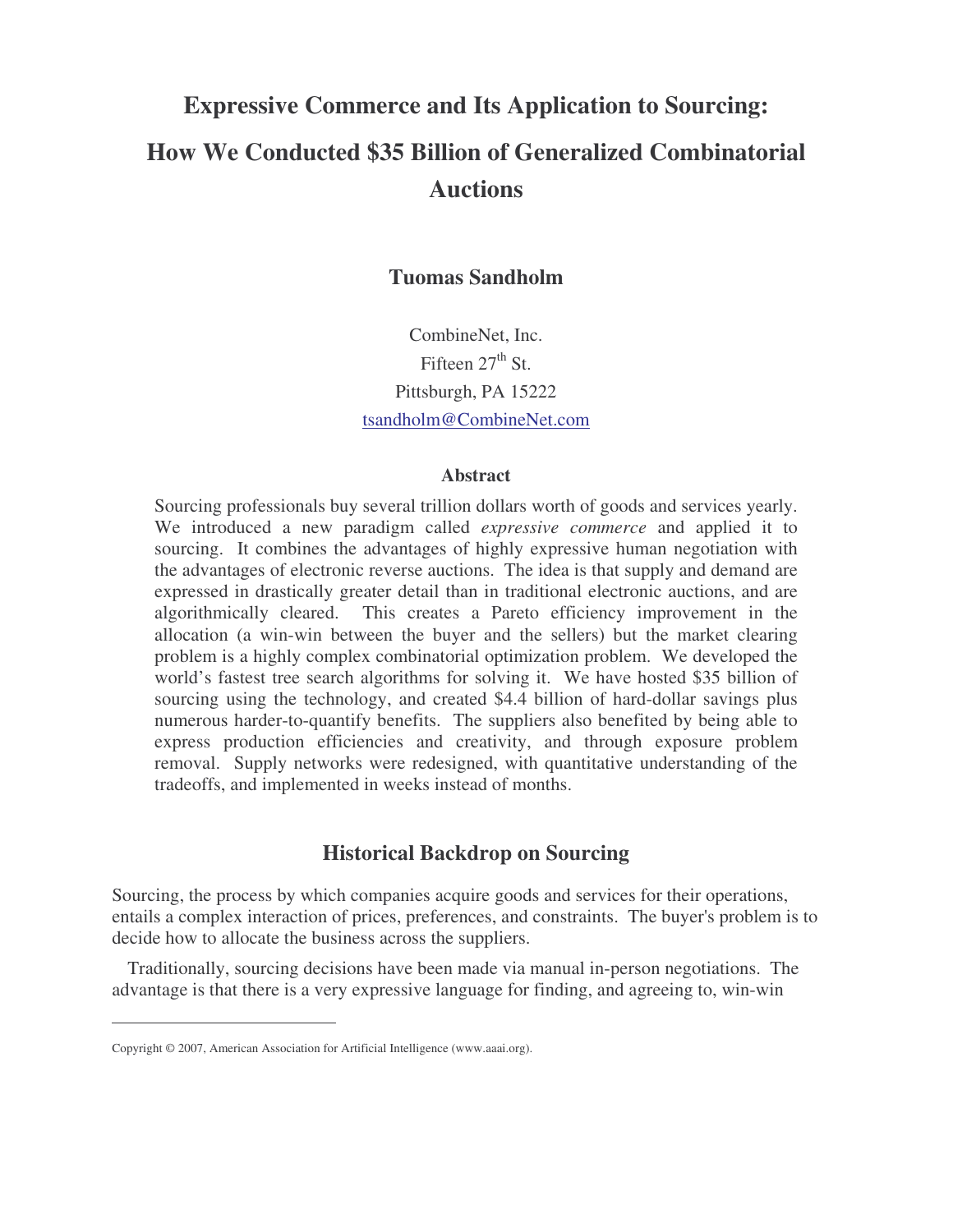# Expressive Commerce and Its Application to Sourcing: How We Conducted $35 Billion of Generalized Combinatorial Auctions

**Tuomas Sandholm**

CombineNet, Inc.
Fifteen 27th St.
Pittsburgh, PA 15222
tsandholm@CombineNet.com

### Abstract

Sourcing professionals buy several trillion dollars worth of goods and services yearly. We introduced a new paradigm called *expressive commerce* and applied it to sourcing. It combines the advantages of highly expressive human negotiation with the advantages of electronic reverse auctions. The idea is that supply and demand are expressed in drastically greater detail than in traditional electronic auctions, and are algorithmically cleared. This creates a Pareto efficiency improvement in the allocation (a win-win between the buyer and the sellers) but the market clearing problem is a highly complex combinatorial optimization problem. We developed the world's fastest tree search algorithms for solving it. We have hosted $35 billion of sourcing using the technology, and created $4.4 billion of hard-dollar savings plus numerous harder-to-quantify benefits. The suppliers also benefited by being able to express production efficiencies and creativity, and through exposure problem removal. Supply networks were redesigned, with quantitative understanding of the tradeoffs, and implemented in weeks instead of months.

## Historical Backdrop on Sourcing

Sourcing, the process by which companies acquire goods and services for their operations, entails a complex interaction of prices, preferences, and constraints. The buyer's problem is to decide how to allocate the business across the suppliers.

Traditionally, sourcing decisions have been made via manual in-person negotiations. The advantage is that there is a very expressive language for finding, and agreeing to, win-win

---

Copyright © 2007, American Association for Artificial Intelligence (www.aaai.org).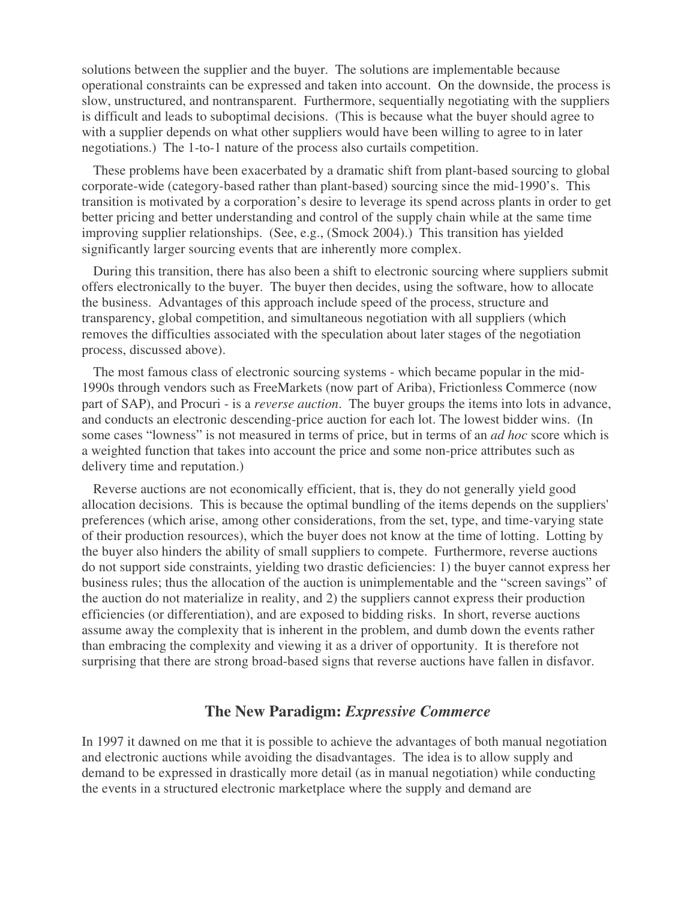solutions between the supplier and the buyer. The solutions are implementable because operational constraints can be expressed and taken into account. On the downside, the process is slow, unstructured, and nontransparent. Furthermore, sequentially negotiating with the suppliers is difficult and leads to suboptimal decisions. (This is because what the buyer should agree to with a supplier depends on what other suppliers would have been willing to agree to in later negotiations.) The 1-to-1 nature of the process also curtails competition.

These problems have been exacerbated by a dramatic shift from plant-based sourcing to global corporate-wide (category-based rather than plant-based) sourcing since the mid-1990's. This transition is motivated by a corporation's desire to leverage its spend across plants in order to get better pricing and better understanding and control of the supply chain while at the same time improving supplier relationships. (See, e.g., (Smock 2004).) This transition has yielded significantly larger sourcing events that are inherently more complex.

During this transition, there has also been a shift to electronic sourcing where suppliers submit offers electronically to the buyer. The buyer then decides, using the software, how to allocate the business. Advantages of this approach include speed of the process, structure and transparency, global competition, and simultaneous negotiation with all suppliers (which removes the difficulties associated with the speculation about later stages of the negotiation process, discussed above).

The most famous class of electronic sourcing systems - which became popular in the mid-1990s through vendors such as FreeMarkets (now part of Ariba), Frictionless Commerce (now part of SAP), and Procuri - is a *reverse auction*. The buyer groups the items into lots in advance, and conducts an electronic descending-price auction for each lot. The lowest bidder wins. (In some cases "lowness" is not measured in terms of price, but in terms of an *ad hoc* score which is a weighted function that takes into account the price and some non-price attributes such as delivery time and reputation.)

Reverse auctions are not economically efficient, that is, they do not generally yield good allocation decisions. This is because the optimal bundling of the items depends on the suppliers' preferences (which arise, among other considerations, from the set, type, and time-varying state of their production resources), which the buyer does not know at the time of lotting. Lotting by the buyer also hinders the ability of small suppliers to compete. Furthermore, reverse auctions do not support side constraints, yielding two drastic deficiencies: 1) the buyer cannot express her business rules; thus the allocation of the auction is unimplementable and the "screen savings" of the auction do not materialize in reality, and 2) the suppliers cannot express their production efficiencies (or differentiation), and are exposed to bidding risks. In short, reverse auctions assume away the complexity that is inherent in the problem, and dumb down the events rather than embracing the complexity and viewing it as a driver of opportunity. It is therefore not surprising that there are strong broad-based signs that reverse auctions have fallen in disfavor.

## The New Paradigm: *Expressive Commerce*

In 1997 it dawned on me that it is possible to achieve the advantages of both manual negotiation and electronic auctions while avoiding the disadvantages. The idea is to allow supply and demand to be expressed in drastically more detail (as in manual negotiation) while conducting the events in a structured electronic marketplace where the supply and demand are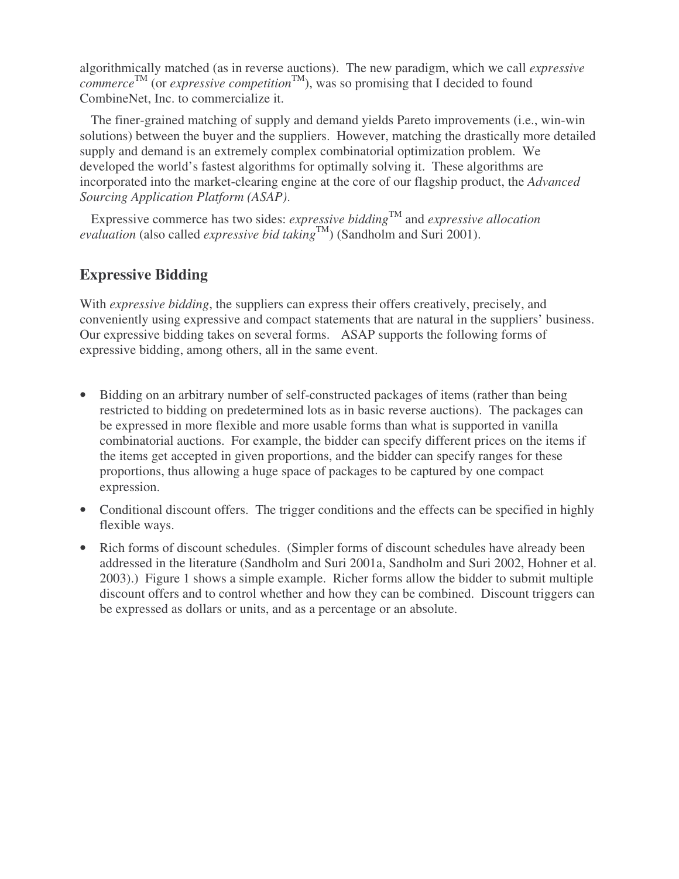algorithmically matched (as in reverse auctions). The new paradigm, which we call *expressive commerce*™ (or *expressive competition*™), was so promising that I decided to found CombineNet, Inc. to commercialize it.

The finer-grained matching of supply and demand yields Pareto improvements (i.e., win-win solutions) between the buyer and the suppliers. However, matching the drastically more detailed supply and demand is an extremely complex combinatorial optimization problem. We developed the world's fastest algorithms for optimally solving it. These algorithms are incorporated into the market-clearing engine at the core of our flagship product, the *Advanced Sourcing Application Platform (ASAP)*.

Expressive commerce has two sides: *expressive bidding*™ and *expressive allocation evaluation* (also called *expressive bid taking*™) (Sandholm and Suri 2001).

## Expressive Bidding

With *expressive bidding*, the suppliers can express their offers creatively, precisely, and conveniently using expressive and compact statements that are natural in the suppliers' business. Our expressive bidding takes on several forms. ASAP supports the following forms of expressive bidding, among others, all in the same event.

- Bidding on an arbitrary number of self-constructed packages of items (rather than being restricted to bidding on predetermined lots as in basic reverse auctions). The packages can be expressed in more flexible and more usable forms than what is supported in vanilla combinatorial auctions. For example, the bidder can specify different prices on the items if the items get accepted in given proportions, and the bidder can specify ranges for these proportions, thus allowing a huge space of packages to be captured by one compact expression.
- Conditional discount offers. The trigger conditions and the effects can be specified in highly flexible ways.
- Rich forms of discount schedules. (Simpler forms of discount schedules have already been addressed in the literature (Sandholm and Suri 2001a, Sandholm and Suri 2002, Hohner et al. 2003).) Figure 1 shows a simple example. Richer forms allow the bidder to submit multiple discount offers and to control whether and how they can be combined. Discount triggers can be expressed as dollars or units, and as a percentage or an absolute.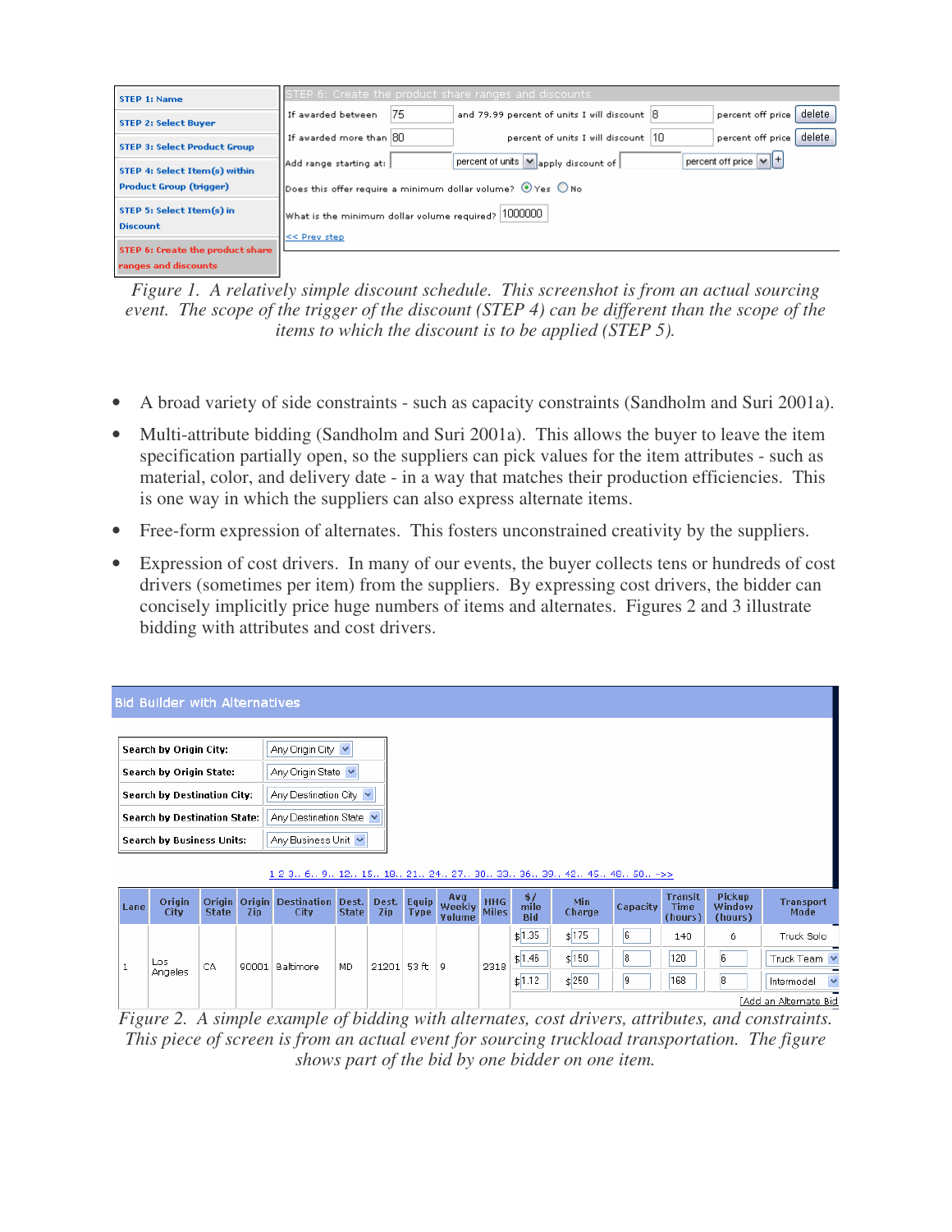| STEP 1: Name | STEP 6: Create the product share ranges and discounts | | | | | | |
|---|---|---|---|---|---|---|---|
| STEP 2: Select Buyer | If awarded between | 75 | and 79.99 percent of units I will discount | 8 | percent off price | delete |
| STEP 3: Select Product Group | If awarded more than | 80 | percent of units I will discount | 10 | percent off price | delete |
| STEP 4: Select Item(s) within Product Group (trigger) | Add range starting at: | | percent of units | apply discount of | | percent off price | + |
| STEP 5: Select Item(s) in Discount | Does this offer require a minimum dollar volume? ◉ Yes ○ No | | | | | | |
| STEP 6: Create the product share ranges and discounts | What is the minimum dollar volume required? | 1000000 | | | | | |
| | << Prev step | | | | | | |

*Figure 1. A relatively simple discount schedule. This screenshot is from an actual sourcing event. The scope of the trigger of the discount (STEP 4) can be different than the scope of the items to which the discount is to be applied (STEP 5).*

- A broad variety of side constraints - such as capacity constraints (Sandholm and Suri 2001a).
- Multi-attribute bidding (Sandholm and Suri 2001a). This allows the buyer to leave the item specification partially open, so the suppliers can pick values for the item attributes - such as material, color, and delivery date - in a way that matches their production efficiencies. This is one way in which the suppliers can also express alternate items.
- Free-form expression of alternates. This fosters unconstrained creativity by the suppliers.
- Expression of cost drivers. In many of our events, the buyer collects tens or hundreds of cost drivers (sometimes per item) from the suppliers. By expressing cost drivers, the bidder can concisely implicitly price huge numbers of items and alternates. Figures 2 and 3 illustrate bidding with attributes and cost drivers.

**Bid Builder with Alternatives**

| | |
|---|---|
| Search by Origin City: | Any Origin City |
| Search by Origin State: | Any Origin State |
| Search by Destination City: | Any Destination City |
| Search by Destination State: | Any Destination State |
| Search by Business Units: | Any Business Unit |

1 2 3.. 6.. 9.. 12.. 15.. 18.. 21.. 24.. 27.. 30.. 33.. 36.. 39.. 42.. 45.. 48.. 50.. ->>

| Lane | Origin City | Origin State | Origin Zip | Destination City | Dest. State | Dest. Zip | Equip Type | Avg Weekly Volume | HHG Miles | $/ mile Bid | Min Charge | Capacity | Transit Time (hours) | Pickup Window (hours) | Transport Mode |
|---|---|---|---|---|---|---|---|---|---|---|---|---|---|---|---|
| 1 | Los Angeles | CA | 90001 | Baltimore | MD | 21201 | 53 ft | 9 | 2318 | $1.35 | $175 | 6 | 140 | 6 | Truck Solo |
| | | | | | | | | | | $1.46 | $150 | 8 | 120 | 6 | Truck Team |
| | | | | | | | | | | $1.12 | $250 | 9 | 168 | 8 | Intermodel |

[Add an Alternate Bid]

*Figure 2. A simple example of bidding with alternates, cost drivers, attributes, and constraints. This piece of screen is from an actual event for sourcing truckload transportation. The figure shows part of the bid by one bidder on one item.*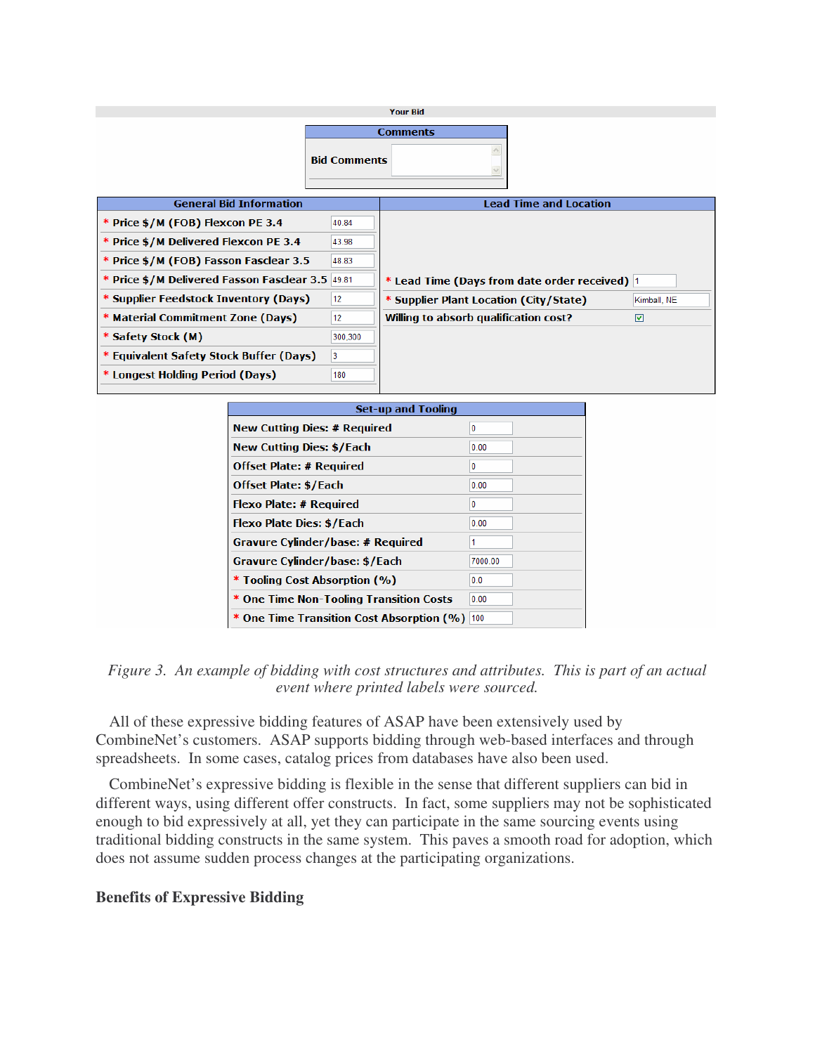Your Bid

| Comments | |
|---|---|
| Bid Comments | |

| General Bid Information | | Lead Time and Location | |
|---|---|---|---|
| * Price $/M (FOB) Flexcon PE 3.4 | 40.84 | * Lead Time (Days from date order received) | 1 |
| * Price $/M Delivered Flexcon PE 3.4 | 43.98 | * Supplier Plant Location (City/State) | Kimball, NE |
| * Price $/M (FOB) Fasson Fasclear 3.5 | 48.83 | Willing to absorb qualification cost? | ☑ |
| * Price $/M Delivered Fasson Fasclear 3.5 | 49.81 | | |
| * Supplier Feedstock Inventory (Days) | 12 | | |
| * Material Commitment Zone (Days) | 12 | | |
| * Safety Stock (M) | 300,300 | | |
| * Equivalent Safety Stock Buffer (Days) | 3 | | |
| * Longest Holding Period (Days) | 180 | | |

| Set-up and Tooling | |
|---|---|
| New Cutting Dies: # Required | 0 |
| New Cutting Dies: $/Each | 0.00 |
| Offset Plate: # Required | 0 |
| Offset Plate: $/Each | 0.00 |
| Flexo Plate: # Required | 0 |
| Flexo Plate Dies: $/Each | 0.00 |
| Gravure Cylinder/base: # Required | 1 |
| Gravure Cylinder/base: $/Each | 7000.00 |
| * Tooling Cost Absorption (%) | 0.0 |
| * One Time Non-Tooling Transition Costs | 0.00 |
| * One Time Transition Cost Absorption (%) | 100 |

*Figure 3. An example of bidding with cost structures and attributes. This is part of an actual event where printed labels were sourced.*

All of these expressive bidding features of ASAP have been extensively used by CombineNet's customers. ASAP supports bidding through web-based interfaces and through spreadsheets. In some cases, catalog prices from databases have also been used.

CombineNet's expressive bidding is flexible in the sense that different suppliers can bid in different ways, using different offer constructs. In fact, some suppliers may not be sophisticated enough to bid expressively at all, yet they can participate in the same sourcing events using traditional bidding constructs in the same system. This paves a smooth road for adoption, which does not assume sudden process changes at the participating organizations.

## Benefits of Expressive Bidding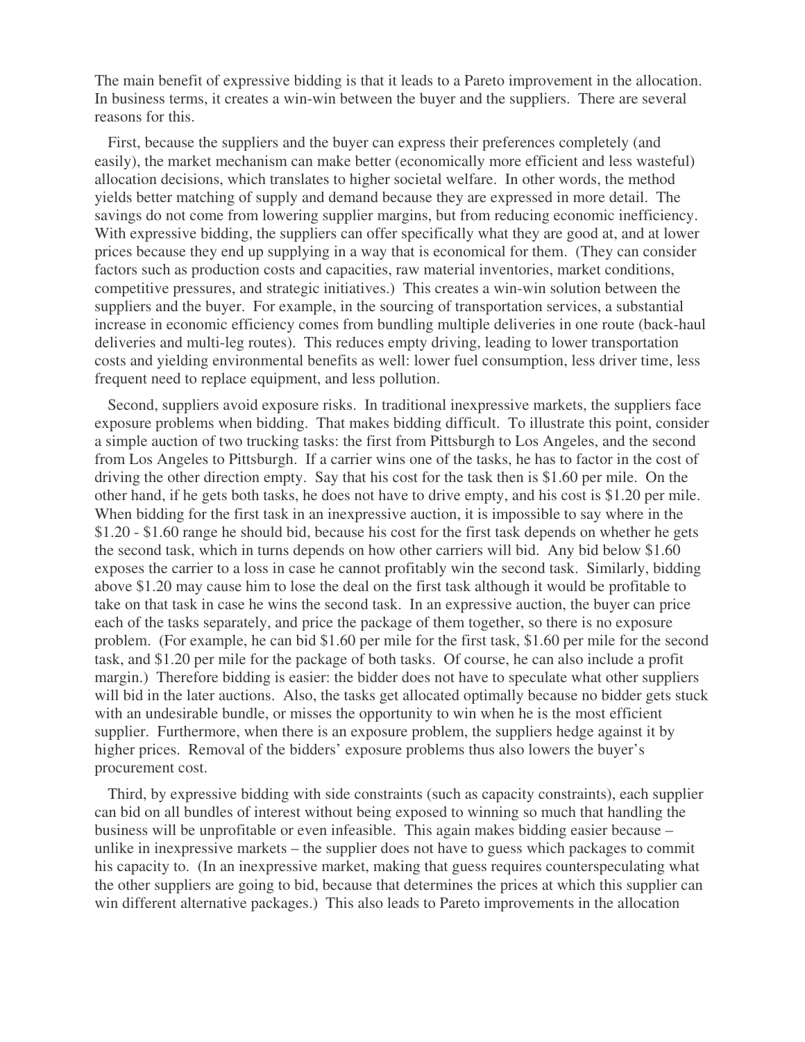The main benefit of expressive bidding is that it leads to a Pareto improvement in the allocation. In business terms, it creates a win-win between the buyer and the suppliers. There are several reasons for this.

First, because the suppliers and the buyer can express their preferences completely (and easily), the market mechanism can make better (economically more efficient and less wasteful) allocation decisions, which translates to higher societal welfare. In other words, the method yields better matching of supply and demand because they are expressed in more detail. The savings do not come from lowering supplier margins, but from reducing economic inefficiency. With expressive bidding, the suppliers can offer specifically what they are good at, and at lower prices because they end up supplying in a way that is economical for them. (They can consider factors such as production costs and capacities, raw material inventories, market conditions, competitive pressures, and strategic initiatives.) This creates a win-win solution between the suppliers and the buyer. For example, in the sourcing of transportation services, a substantial increase in economic efficiency comes from bundling multiple deliveries in one route (back-haul deliveries and multi-leg routes). This reduces empty driving, leading to lower transportation costs and yielding environmental benefits as well: lower fuel consumption, less driver time, less frequent need to replace equipment, and less pollution.

Second, suppliers avoid exposure risks. In traditional inexpressive markets, the suppliers face exposure problems when bidding. That makes bidding difficult. To illustrate this point, consider a simple auction of two trucking tasks: the first from Pittsburgh to Los Angeles, and the second from Los Angeles to Pittsburgh. If a carrier wins one of the tasks, he has to factor in the cost of driving the other direction empty. Say that his cost for the task then is \$1.60 per mile. On the other hand, if he gets both tasks, he does not have to drive empty, and his cost is \$1.20 per mile. When bidding for the first task in an inexpressive auction, it is impossible to say where in the \$1.20 - \$1.60 range he should bid, because his cost for the first task depends on whether he gets the second task, which in turns depends on how other carriers will bid. Any bid below \$1.60 exposes the carrier to a loss in case he cannot profitably win the second task. Similarly, bidding above \$1.20 may cause him to lose the deal on the first task although it would be profitable to take on that task in case he wins the second task. In an expressive auction, the buyer can price each of the tasks separately, and price the package of them together, so there is no exposure problem. (For example, he can bid \$1.60 per mile for the first task, \$1.60 per mile for the second task, and \$1.20 per mile for the package of both tasks. Of course, he can also include a profit margin.) Therefore bidding is easier: the bidder does not have to speculate what other suppliers will bid in the later auctions. Also, the tasks get allocated optimally because no bidder gets stuck with an undesirable bundle, or misses the opportunity to win when he is the most efficient supplier. Furthermore, when there is an exposure problem, the suppliers hedge against it by higher prices. Removal of the bidders' exposure problems thus also lowers the buyer's procurement cost.

Third, by expressive bidding with side constraints (such as capacity constraints), each supplier can bid on all bundles of interest without being exposed to winning so much that handling the business will be unprofitable or even infeasible. This again makes bidding easier because – unlike in inexpressive markets – the supplier does not have to guess which packages to commit his capacity to. (In an inexpressive market, making that guess requires counterspeculating what the other suppliers are going to bid, because that determines the prices at which this supplier can win different alternative packages.) This also leads to Pareto improvements in the allocation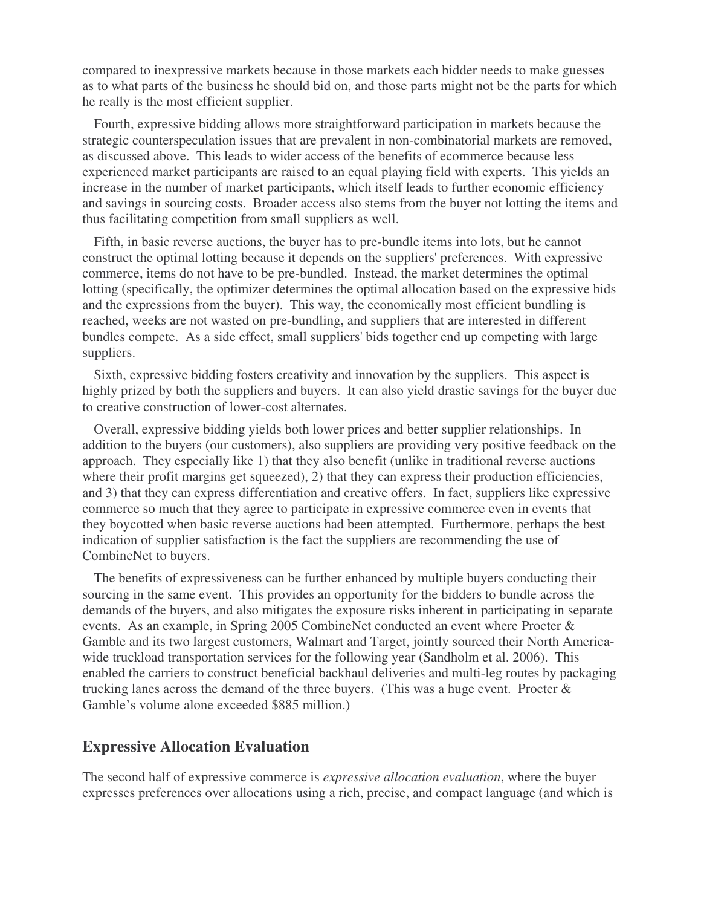compared to inexpressive markets because in those markets each bidder needs to make guesses as to what parts of the business he should bid on, and those parts might not be the parts for which he really is the most efficient supplier.

Fourth, expressive bidding allows more straightforward participation in markets because the strategic counterspeculation issues that are prevalent in non-combinatorial markets are removed, as discussed above. This leads to wider access of the benefits of ecommerce because less experienced market participants are raised to an equal playing field with experts. This yields an increase in the number of market participants, which itself leads to further economic efficiency and savings in sourcing costs. Broader access also stems from the buyer not lotting the items and thus facilitating competition from small suppliers as well.

Fifth, in basic reverse auctions, the buyer has to pre-bundle items into lots, but he cannot construct the optimal lotting because it depends on the suppliers' preferences. With expressive commerce, items do not have to be pre-bundled. Instead, the market determines the optimal lotting (specifically, the optimizer determines the optimal allocation based on the expressive bids and the expressions from the buyer). This way, the economically most efficient bundling is reached, weeks are not wasted on pre-bundling, and suppliers that are interested in different bundles compete. As a side effect, small suppliers' bids together end up competing with large suppliers.

Sixth, expressive bidding fosters creativity and innovation by the suppliers. This aspect is highly prized by both the suppliers and buyers. It can also yield drastic savings for the buyer due to creative construction of lower-cost alternates.

Overall, expressive bidding yields both lower prices and better supplier relationships. In addition to the buyers (our customers), also suppliers are providing very positive feedback on the approach. They especially like 1) that they also benefit (unlike in traditional reverse auctions where their profit margins get squeezed), 2) that they can express their production efficiencies, and 3) that they can express differentiation and creative offers. In fact, suppliers like expressive commerce so much that they agree to participate in expressive commerce even in events that they boycotted when basic reverse auctions had been attempted. Furthermore, perhaps the best indication of supplier satisfaction is the fact the suppliers are recommending the use of CombineNet to buyers.

The benefits of expressiveness can be further enhanced by multiple buyers conducting their sourcing in the same event. This provides an opportunity for the bidders to bundle across the demands of the buyers, and also mitigates the exposure risks inherent in participating in separate events. As an example, in Spring 2005 CombineNet conducted an event where Procter & Gamble and its two largest customers, Walmart and Target, jointly sourced their North America-wide truckload transportation services for the following year (Sandholm et al. 2006). This enabled the carriers to construct beneficial backhaul deliveries and multi-leg routes by packaging trucking lanes across the demand of the three buyers. (This was a huge event. Procter & Gamble's volume alone exceeded $885 million.)

## Expressive Allocation Evaluation

The second half of expressive commerce is *expressive allocation evaluation*, where the buyer expresses preferences over allocations using a rich, precise, and compact language (and which is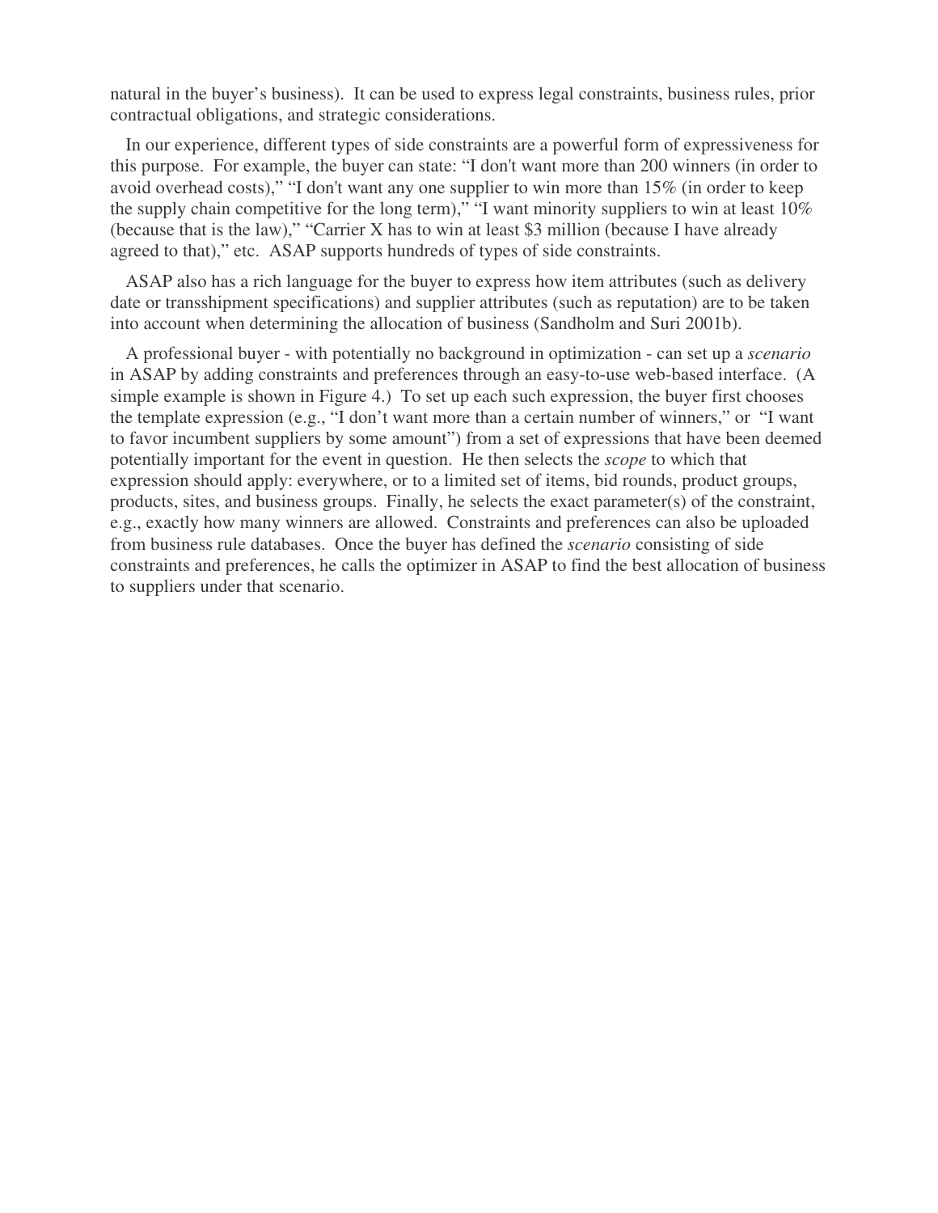natural in the buyer's business). It can be used to express legal constraints, business rules, prior contractual obligations, and strategic considerations.

In our experience, different types of side constraints are a powerful form of expressiveness for this purpose. For example, the buyer can state: "I don't want more than 200 winners (in order to avoid overhead costs)," "I don't want any one supplier to win more than 15% (in order to keep the supply chain competitive for the long term)," "I want minority suppliers to win at least 10% (because that is the law)," "Carrier X has to win at least \$3 million (because I have already agreed to that)," etc. ASAP supports hundreds of types of side constraints.

ASAP also has a rich language for the buyer to express how item attributes (such as delivery date or transshipment specifications) and supplier attributes (such as reputation) are to be taken into account when determining the allocation of business (Sandholm and Suri 2001b).

A professional buyer - with potentially no background in optimization - can set up a *scenario* in ASAP by adding constraints and preferences through an easy-to-use web-based interface. (A simple example is shown in Figure 4.) To set up each such expression, the buyer first chooses the template expression (e.g., "I don't want more than a certain number of winners," or "I want to favor incumbent suppliers by some amount") from a set of expressions that have been deemed potentially important for the event in question. He then selects the *scope* to which that expression should apply: everywhere, or to a limited set of items, bid rounds, product groups, products, sites, and business groups. Finally, he selects the exact parameter(s) of the constraint, e.g., exactly how many winners are allowed. Constraints and preferences can also be uploaded from business rule databases. Once the buyer has defined the *scenario* consisting of side constraints and preferences, he calls the optimizer in ASAP to find the best allocation of business to suppliers under that scenario.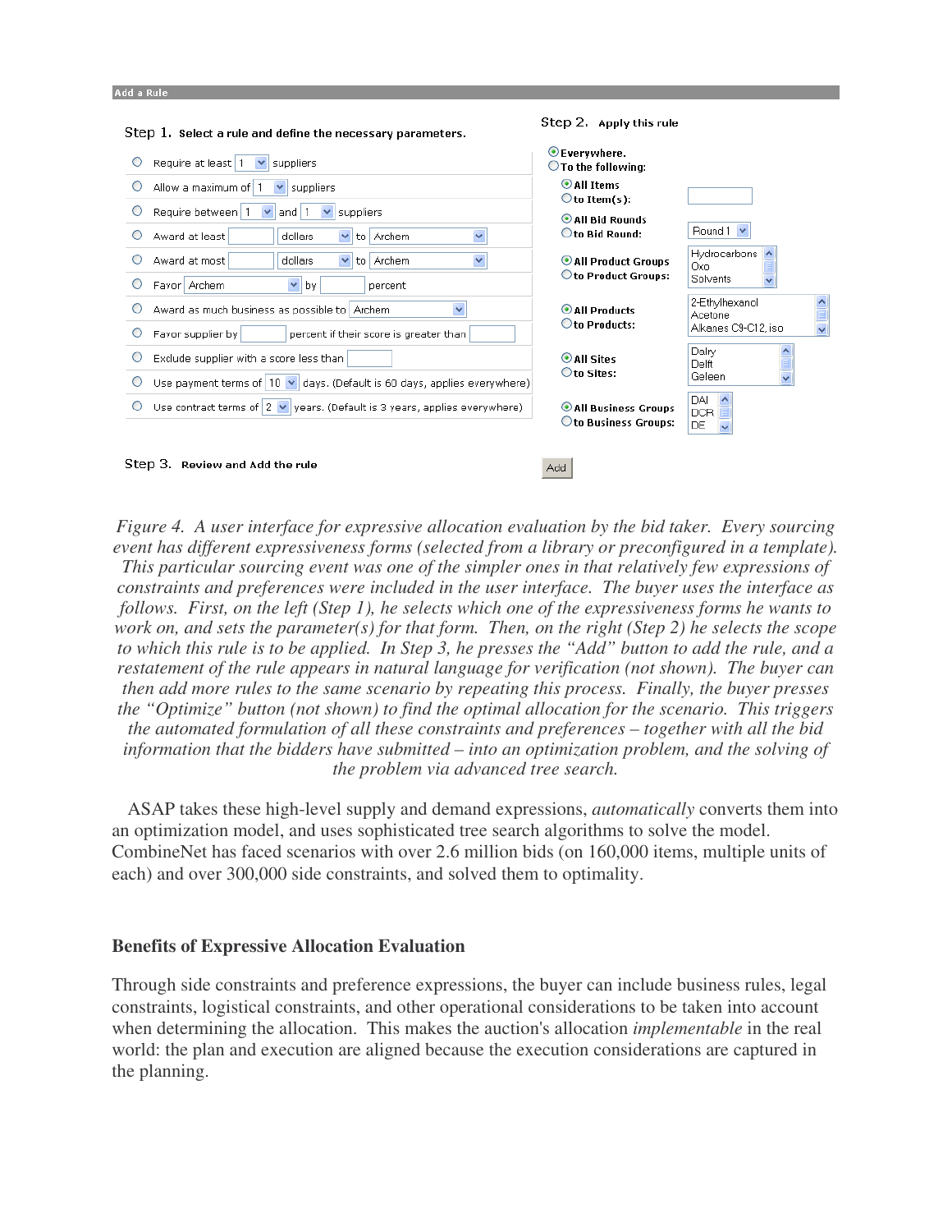**Add a Rule**

Step 1. Select a rule and define the necessary parameters.

- Require at least [1] suppliers
- Allow a maximum of [1] suppliers
- Require between [1] and [1] suppliers
- Award at least [ ] [dollars] to [Archem]
- Award at most [ ] [dollars] to [Archem]
- Favor [Archem] by [ ] percent
- Award as much business as possible to [Archem]
- Favor supplier by [ ] percent if their score is greater than [ ]
- Exclude supplier with a score less than [ ]
- Use payment terms of [10] days. (Default is 60 days, applies everywhere)
- Use contract terms of [2] years. (Default is 3 years, applies everywhere)

Step 2. Apply this rule

- Everywhere.
- To the following:
  - All Items / to Item(s):
  - All Bid Rounds / to Bid Round: [Round 1]
  - All Product Groups / to Product Groups: [Hydrocarbons, Oxo, Solvents]
  - All Products / to Products: [2-Ethylhexanol, Acetone, Alkanes C9-C12, iso]
  - All Sites / to Sites: [Dalry, Delft, Geleen]
  - All Business Groups / to Business Groups: [DAI, DCR, DE]

Step 3. Review and Add the rule [Add]

*Figure 4. A user interface for expressive allocation evaluation by the bid taker. Every sourcing event has different expressiveness forms (selected from a library or preconfigured in a template). This particular sourcing event was one of the simpler ones in that relatively few expressions of constraints and preferences were included in the user interface. The buyer uses the interface as follows. First, on the left (Step 1), he selects which one of the expressiveness forms he wants to work on, and sets the parameter(s) for that form. Then, on the right (Step 2) he selects the scope to which this rule is to be applied. In Step 3, he presses the "Add" button to add the rule, and a restatement of the rule appears in natural language for verification (not shown). The buyer can then add more rules to the same scenario by repeating this process. Finally, the buyer presses the "Optimize" button (not shown) to find the optimal allocation for the scenario. This triggers the automated formulation of all these constraints and preferences – together with all the bid information that the bidders have submitted – into an optimization problem, and the solving of the problem via advanced tree search.*

ASAP takes these high-level supply and demand expressions, *automatically* converts them into an optimization model, and uses sophisticated tree search algorithms to solve the model. CombineNet has faced scenarios with over 2.6 million bids (on 160,000 items, multiple units of each) and over 300,000 side constraints, and solved them to optimality.

## Benefits of Expressive Allocation Evaluation

Through side constraints and preference expressions, the buyer can include business rules, legal constraints, logistical constraints, and other operational considerations to be taken into account when determining the allocation. This makes the auction's allocation *implementable* in the real world: the plan and execution are aligned because the execution considerations are captured in the planning.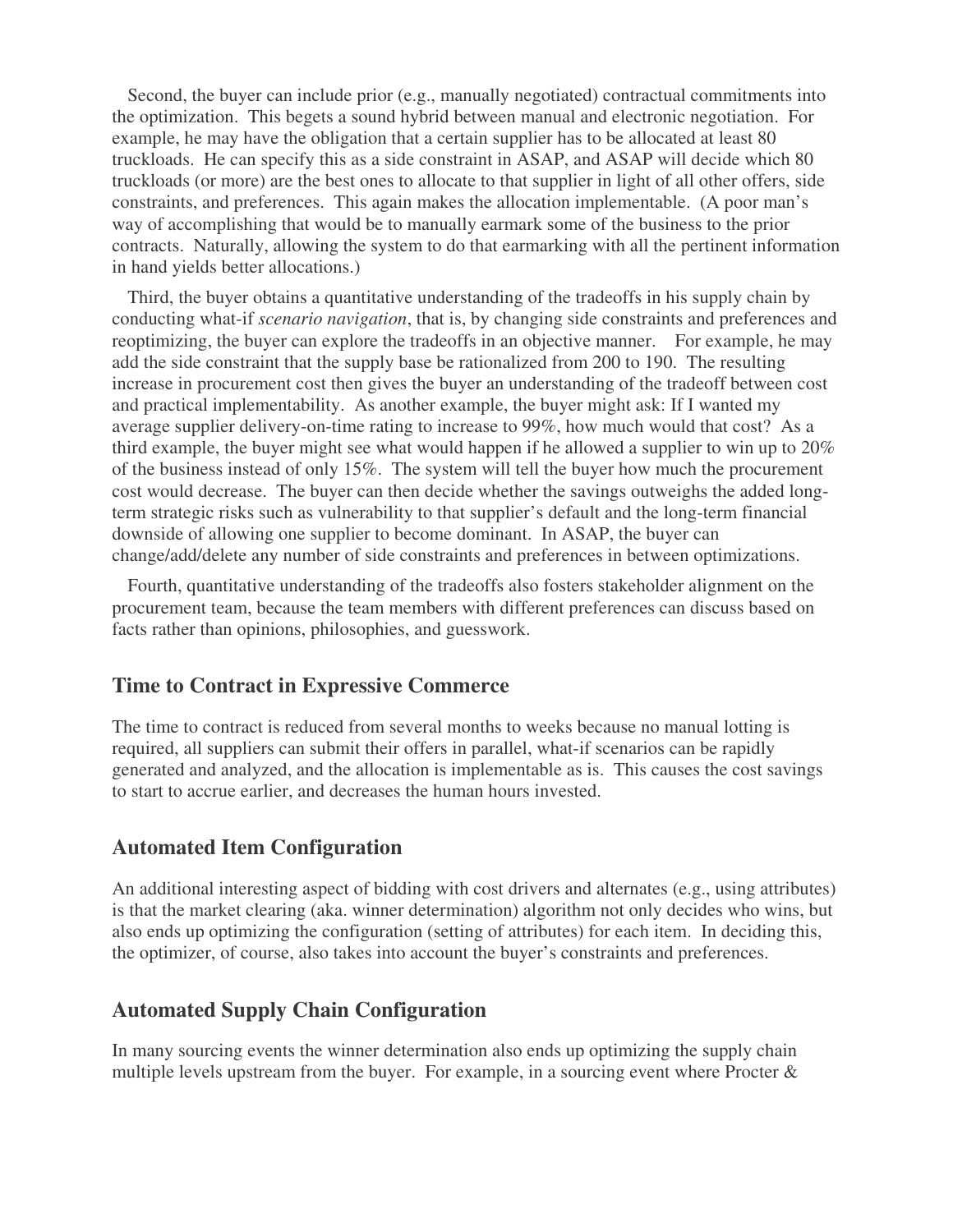Second, the buyer can include prior (e.g., manually negotiated) contractual commitments into the optimization. This begets a sound hybrid between manual and electronic negotiation. For example, he may have the obligation that a certain supplier has to be allocated at least 80 truckloads. He can specify this as a side constraint in ASAP, and ASAP will decide which 80 truckloads (or more) are the best ones to allocate to that supplier in light of all other offers, side constraints, and preferences. This again makes the allocation implementable. (A poor man's way of accomplishing that would be to manually earmark some of the business to the prior contracts. Naturally, allowing the system to do that earmarking with all the pertinent information in hand yields better allocations.)

Third, the buyer obtains a quantitative understanding of the tradeoffs in his supply chain by conducting what-if *scenario navigation*, that is, by changing side constraints and preferences and reoptimizing, the buyer can explore the tradeoffs in an objective manner. For example, he may add the side constraint that the supply base be rationalized from 200 to 190. The resulting increase in procurement cost then gives the buyer an understanding of the tradeoff between cost and practical implementability. As another example, the buyer might ask: If I wanted my average supplier delivery-on-time rating to increase to 99%, how much would that cost? As a third example, the buyer might see what would happen if he allowed a supplier to win up to 20% of the business instead of only 15%. The system will tell the buyer how much the procurement cost would decrease. The buyer can then decide whether the savings outweighs the added long-term strategic risks such as vulnerability to that supplier's default and the long-term financial downside of allowing one supplier to become dominant. In ASAP, the buyer can change/add/delete any number of side constraints and preferences in between optimizations.

Fourth, quantitative understanding of the tradeoffs also fosters stakeholder alignment on the procurement team, because the team members with different preferences can discuss based on facts rather than opinions, philosophies, and guesswork.

## Time to Contract in Expressive Commerce

The time to contract is reduced from several months to weeks because no manual lotting is required, all suppliers can submit their offers in parallel, what-if scenarios can be rapidly generated and analyzed, and the allocation is implementable as is. This causes the cost savings to start to accrue earlier, and decreases the human hours invested.

## Automated Item Configuration

An additional interesting aspect of bidding with cost drivers and alternates (e.g., using attributes) is that the market clearing (aka. winner determination) algorithm not only decides who wins, but also ends up optimizing the configuration (setting of attributes) for each item. In deciding this, the optimizer, of course, also takes into account the buyer's constraints and preferences.

## Automated Supply Chain Configuration

In many sourcing events the winner determination also ends up optimizing the supply chain multiple levels upstream from the buyer. For example, in a sourcing event where Procter &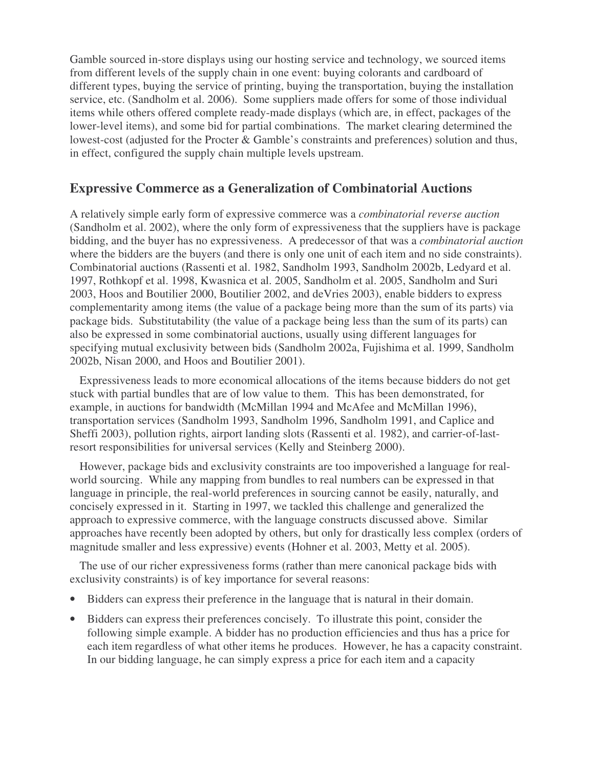Gamble sourced in-store displays using our hosting service and technology, we sourced items from different levels of the supply chain in one event: buying colorants and cardboard of different types, buying the service of printing, buying the transportation, buying the installation service, etc. (Sandholm et al. 2006). Some suppliers made offers for some of those individual items while others offered complete ready-made displays (which are, in effect, packages of the lower-level items), and some bid for partial combinations. The market clearing determined the lowest-cost (adjusted for the Procter & Gamble's constraints and preferences) solution and thus, in effect, configured the supply chain multiple levels upstream.

## Expressive Commerce as a Generalization of Combinatorial Auctions

A relatively simple early form of expressive commerce was a *combinatorial reverse auction* (Sandholm et al. 2002), where the only form of expressiveness that the suppliers have is package bidding, and the buyer has no expressiveness. A predecessor of that was a *combinatorial auction* where the bidders are the buyers (and there is only one unit of each item and no side constraints). Combinatorial auctions (Rassenti et al. 1982, Sandholm 1993, Sandholm 2002b, Ledyard et al. 1997, Rothkopf et al. 1998, Kwasnica et al. 2005, Sandholm et al. 2005, Sandholm and Suri 2003, Hoos and Boutilier 2000, Boutilier 2002, and deVries 2003), enable bidders to express complementarity among items (the value of a package being more than the sum of its parts) via package bids. Substitutability (the value of a package being less than the sum of its parts) can also be expressed in some combinatorial auctions, usually using different languages for specifying mutual exclusivity between bids (Sandholm 2002a, Fujishima et al. 1999, Sandholm 2002b, Nisan 2000, and Hoos and Boutilier 2001).

Expressiveness leads to more economical allocations of the items because bidders do not get stuck with partial bundles that are of low value to them. This has been demonstrated, for example, in auctions for bandwidth (McMillan 1994 and McAfee and McMillan 1996), transportation services (Sandholm 1993, Sandholm 1996, Sandholm 1991, and Caplice and Sheffi 2003), pollution rights, airport landing slots (Rassenti et al. 1982), and carrier-of-last-resort responsibilities for universal services (Kelly and Steinberg 2000).

However, package bids and exclusivity constraints are too impoverished a language for real-world sourcing. While any mapping from bundles to real numbers can be expressed in that language in principle, the real-world preferences in sourcing cannot be easily, naturally, and concisely expressed in it. Starting in 1997, we tackled this challenge and generalized the approach to expressive commerce, with the language constructs discussed above. Similar approaches have recently been adopted by others, but only for drastically less complex (orders of magnitude smaller and less expressive) events (Hohner et al. 2003, Metty et al. 2005).

The use of our richer expressiveness forms (rather than mere canonical package bids with exclusivity constraints) is of key importance for several reasons:

- Bidders can express their preference in the language that is natural in their domain.
- Bidders can express their preferences concisely. To illustrate this point, consider the following simple example. A bidder has no production efficiencies and thus has a price for each item regardless of what other items he produces. However, he has a capacity constraint. In our bidding language, he can simply express a price for each item and a capacity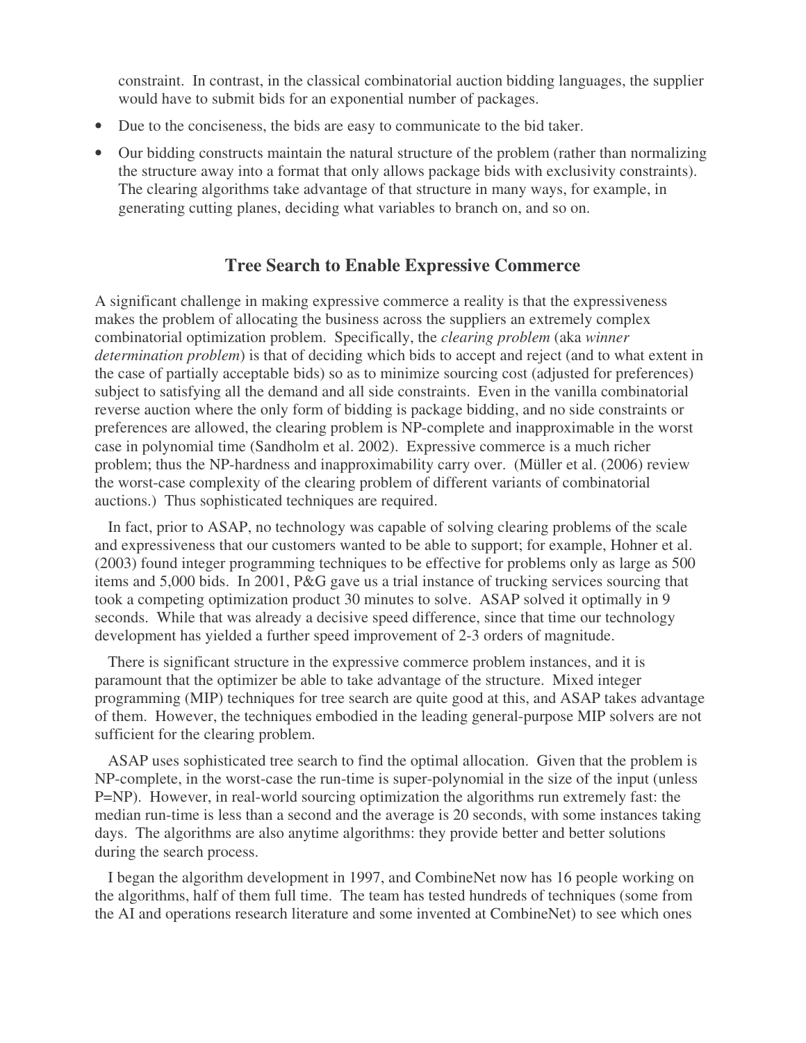constraint. In contrast, in the classical combinatorial auction bidding languages, the supplier would have to submit bids for an exponential number of packages.

- Due to the conciseness, the bids are easy to communicate to the bid taker.
- Our bidding constructs maintain the natural structure of the problem (rather than normalizing the structure away into a format that only allows package bids with exclusivity constraints). The clearing algorithms take advantage of that structure in many ways, for example, in generating cutting planes, deciding what variables to branch on, and so on.

## Tree Search to Enable Expressive Commerce

A significant challenge in making expressive commerce a reality is that the expressiveness makes the problem of allocating the business across the suppliers an extremely complex combinatorial optimization problem. Specifically, the *clearing problem* (aka *winner determination problem*) is that of deciding which bids to accept and reject (and to what extent in the case of partially acceptable bids) so as to minimize sourcing cost (adjusted for preferences) subject to satisfying all the demand and all side constraints. Even in the vanilla combinatorial reverse auction where the only form of bidding is package bidding, and no side constraints or preferences are allowed, the clearing problem is NP-complete and inapproximable in the worst case in polynomial time (Sandholm et al. 2002). Expressive commerce is a much richer problem; thus the NP-hardness and inapproximability carry over. (Müller et al. (2006) review the worst-case complexity of the clearing problem of different variants of combinatorial auctions.) Thus sophisticated techniques are required.

In fact, prior to ASAP, no technology was capable of solving clearing problems of the scale and expressiveness that our customers wanted to be able to support; for example, Hohner et al. (2003) found integer programming techniques to be effective for problems only as large as 500 items and 5,000 bids. In 2001, P&G gave us a trial instance of trucking services sourcing that took a competing optimization product 30 minutes to solve. ASAP solved it optimally in 9 seconds. While that was already a decisive speed difference, since that time our technology development has yielded a further speed improvement of 2-3 orders of magnitude.

There is significant structure in the expressive commerce problem instances, and it is paramount that the optimizer be able to take advantage of the structure. Mixed integer programming (MIP) techniques for tree search are quite good at this, and ASAP takes advantage of them. However, the techniques embodied in the leading general-purpose MIP solvers are not sufficient for the clearing problem.

ASAP uses sophisticated tree search to find the optimal allocation. Given that the problem is NP-complete, in the worst-case the run-time is super-polynomial in the size of the input (unless P=NP). However, in real-world sourcing optimization the algorithms run extremely fast: the median run-time is less than a second and the average is 20 seconds, with some instances taking days. The algorithms are also anytime algorithms: they provide better and better solutions during the search process.

I began the algorithm development in 1997, and CombineNet now has 16 people working on the algorithms, half of them full time. The team has tested hundreds of techniques (some from the AI and operations research literature and some invented at CombineNet) to see which ones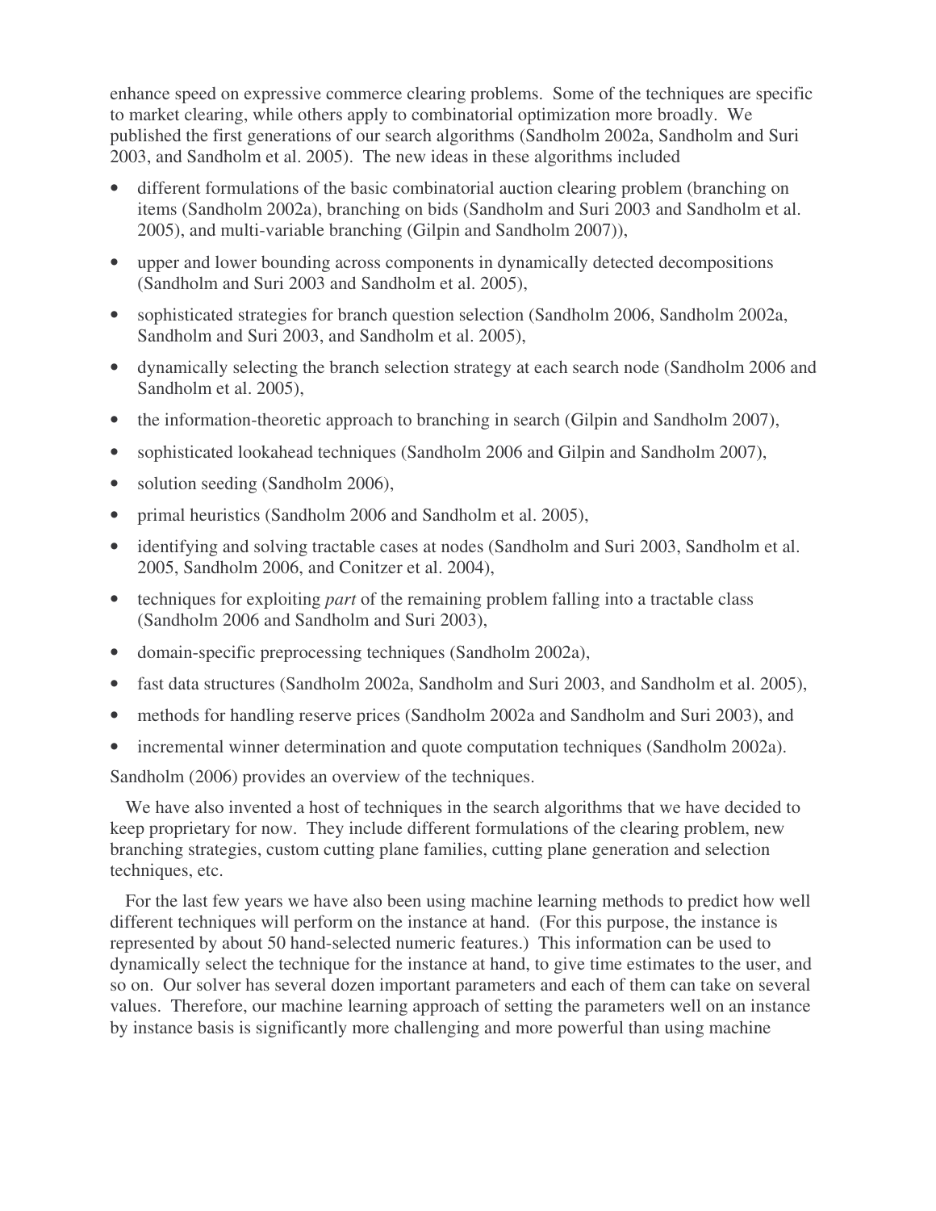enhance speed on expressive commerce clearing problems. Some of the techniques are specific to market clearing, while others apply to combinatorial optimization more broadly. We published the first generations of our search algorithms (Sandholm 2002a, Sandholm and Suri 2003, and Sandholm et al. 2005). The new ideas in these algorithms included

- different formulations of the basic combinatorial auction clearing problem (branching on items (Sandholm 2002a), branching on bids (Sandholm and Suri 2003 and Sandholm et al. 2005), and multi-variable branching (Gilpin and Sandholm 2007)),
- upper and lower bounding across components in dynamically detected decompositions (Sandholm and Suri 2003 and Sandholm et al. 2005),
- sophisticated strategies for branch question selection (Sandholm 2006, Sandholm 2002a, Sandholm and Suri 2003, and Sandholm et al. 2005),
- dynamically selecting the branch selection strategy at each search node (Sandholm 2006 and Sandholm et al. 2005),
- the information-theoretic approach to branching in search (Gilpin and Sandholm 2007),
- sophisticated lookahead techniques (Sandholm 2006 and Gilpin and Sandholm 2007),
- solution seeding (Sandholm 2006),
- primal heuristics (Sandholm 2006 and Sandholm et al. 2005),
- identifying and solving tractable cases at nodes (Sandholm and Suri 2003, Sandholm et al. 2005, Sandholm 2006, and Conitzer et al. 2004),
- techniques for exploiting *part* of the remaining problem falling into a tractable class (Sandholm 2006 and Sandholm and Suri 2003),
- domain-specific preprocessing techniques (Sandholm 2002a),
- fast data structures (Sandholm 2002a, Sandholm and Suri 2003, and Sandholm et al. 2005),
- methods for handling reserve prices (Sandholm 2002a and Sandholm and Suri 2003), and
- incremental winner determination and quote computation techniques (Sandholm 2002a).

Sandholm (2006) provides an overview of the techniques.

We have also invented a host of techniques in the search algorithms that we have decided to keep proprietary for now. They include different formulations of the clearing problem, new branching strategies, custom cutting plane families, cutting plane generation and selection techniques, etc.

For the last few years we have also been using machine learning methods to predict how well different techniques will perform on the instance at hand. (For this purpose, the instance is represented by about 50 hand-selected numeric features.) This information can be used to dynamically select the technique for the instance at hand, to give time estimates to the user, and so on. Our solver has several dozen important parameters and each of them can take on several values. Therefore, our machine learning approach of setting the parameters well on an instance by instance basis is significantly more challenging and more powerful than using machine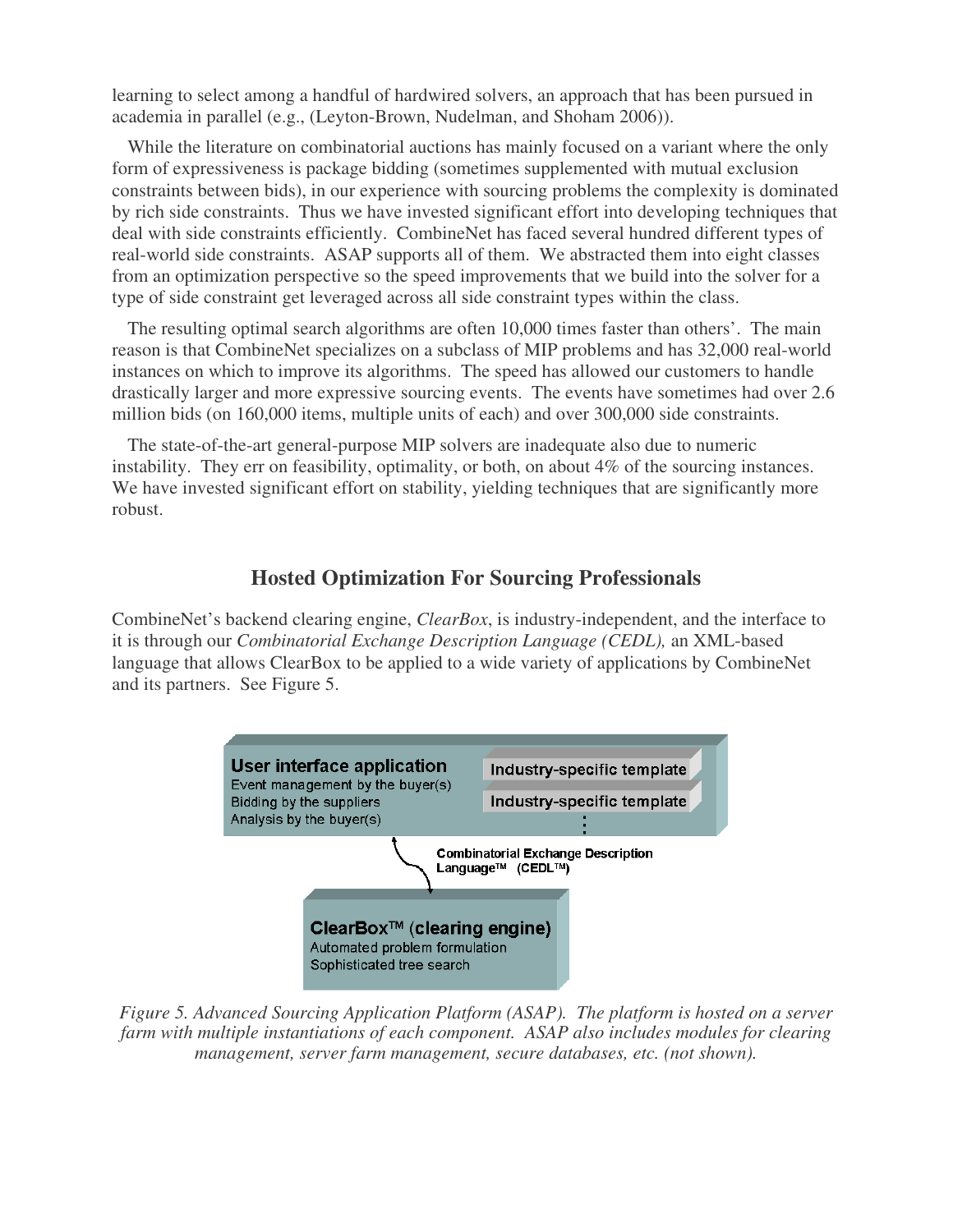learning to select among a handful of hardwired solvers, an approach that has been pursued in academia in parallel (e.g., (Leyton-Brown, Nudelman, and Shoham 2006)).

While the literature on combinatorial auctions has mainly focused on a variant where the only form of expressiveness is package bidding (sometimes supplemented with mutual exclusion constraints between bids), in our experience with sourcing problems the complexity is dominated by rich side constraints. Thus we have invested significant effort into developing techniques that deal with side constraints efficiently. CombineNet has faced several hundred different types of real-world side constraints. ASAP supports all of them. We abstracted them into eight classes from an optimization perspective so the speed improvements that we build into the solver for a type of side constraint get leveraged across all side constraint types within the class.

The resulting optimal search algorithms are often 10,000 times faster than others'. The main reason is that CombineNet specializes on a subclass of MIP problems and has 32,000 real-world instances on which to improve its algorithms. The speed has allowed our customers to handle drastically larger and more expressive sourcing events. The events have sometimes had over 2.6 million bids (on 160,000 items, multiple units of each) and over 300,000 side constraints.

The state-of-the-art general-purpose MIP solvers are inadequate also due to numeric instability. They err on feasibility, optimality, or both, on about 4% of the sourcing instances. We have invested significant effort on stability, yielding techniques that are significantly more robust.

## Hosted Optimization For Sourcing Professionals

CombineNet's backend clearing engine, *ClearBox*, is industry-independent, and the interface to it is through our *Combinatorial Exchange Description Language (CEDL),* an XML-based language that allows ClearBox to be applied to a wide variety of applications by CombineNet and its partners. See Figure 5.

**User interface application**
Event management by the buyer(s)
Bidding by the suppliers
Analysis by the buyer(s)

Industry-specific template
Industry-specific template
⋮

Combinatorial Exchange Description Language™ (CEDL™)

**ClearBox™ (clearing engine)**
Automated problem formulation
Sophisticated tree search

*Figure 5. Advanced Sourcing Application Platform (ASAP). The platform is hosted on a server farm with multiple instantiations of each component. ASAP also includes modules for clearing management, server farm management, secure databases, etc. (not shown).*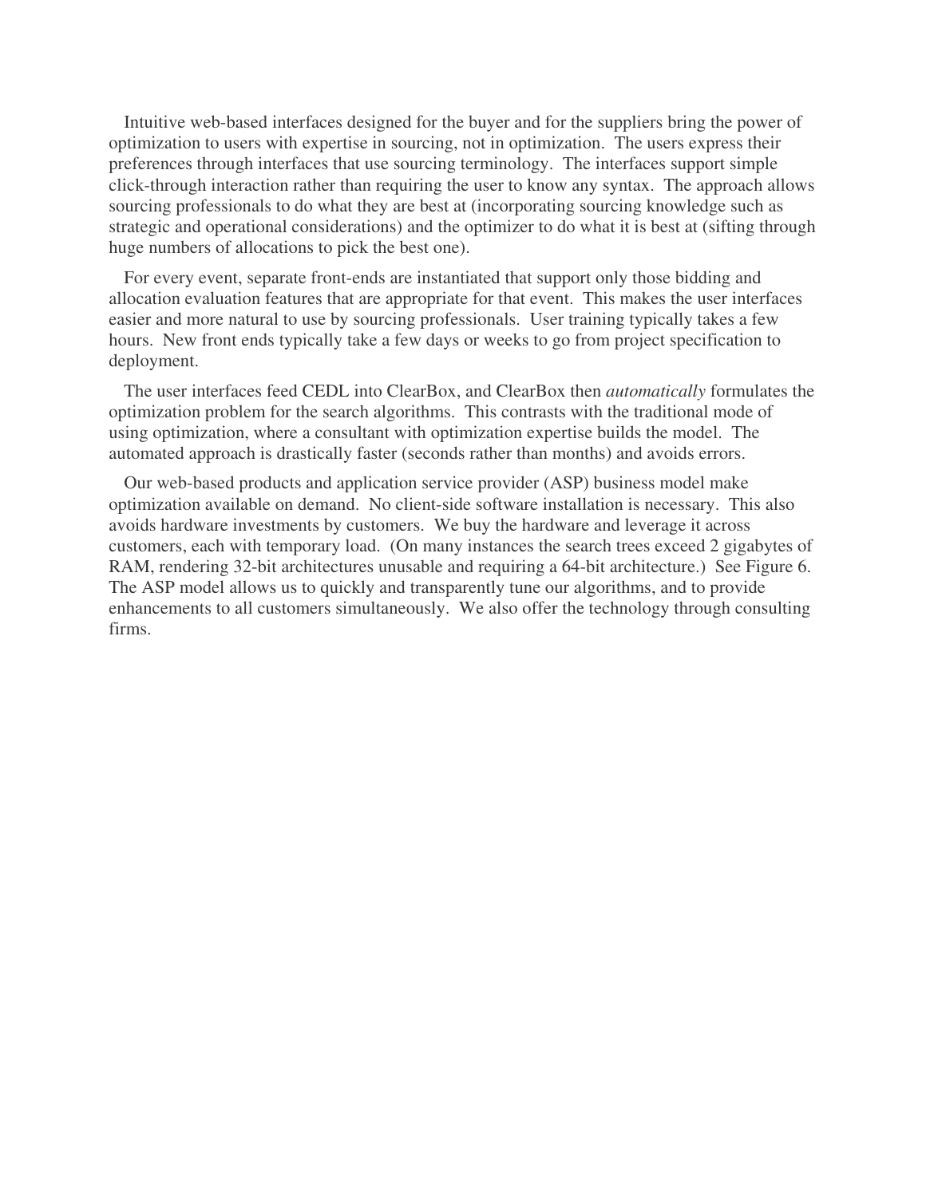Intuitive web-based interfaces designed for the buyer and for the suppliers bring the power of optimization to users with expertise in sourcing, not in optimization. The users express their preferences through interfaces that use sourcing terminology. The interfaces support simple click-through interaction rather than requiring the user to know any syntax. The approach allows sourcing professionals to do what they are best at (incorporating sourcing knowledge such as strategic and operational considerations) and the optimizer to do what it is best at (sifting through huge numbers of allocations to pick the best one).

For every event, separate front-ends are instantiated that support only those bidding and allocation evaluation features that are appropriate for that event. This makes the user interfaces easier and more natural to use by sourcing professionals. User training typically takes a few hours. New front ends typically take a few days or weeks to go from project specification to deployment.

The user interfaces feed CEDL into ClearBox, and ClearBox then *automatically* formulates the optimization problem for the search algorithms. This contrasts with the traditional mode of using optimization, where a consultant with optimization expertise builds the model. The automated approach is drastically faster (seconds rather than months) and avoids errors.

Our web-based products and application service provider (ASP) business model make optimization available on demand. No client-side software installation is necessary. This also avoids hardware investments by customers. We buy the hardware and leverage it across customers, each with temporary load. (On many instances the search trees exceed 2 gigabytes of RAM, rendering 32-bit architectures unusable and requiring a 64-bit architecture.) See Figure 6. The ASP model allows us to quickly and transparently tune our algorithms, and to provide enhancements to all customers simultaneously. We also offer the technology through consulting firms.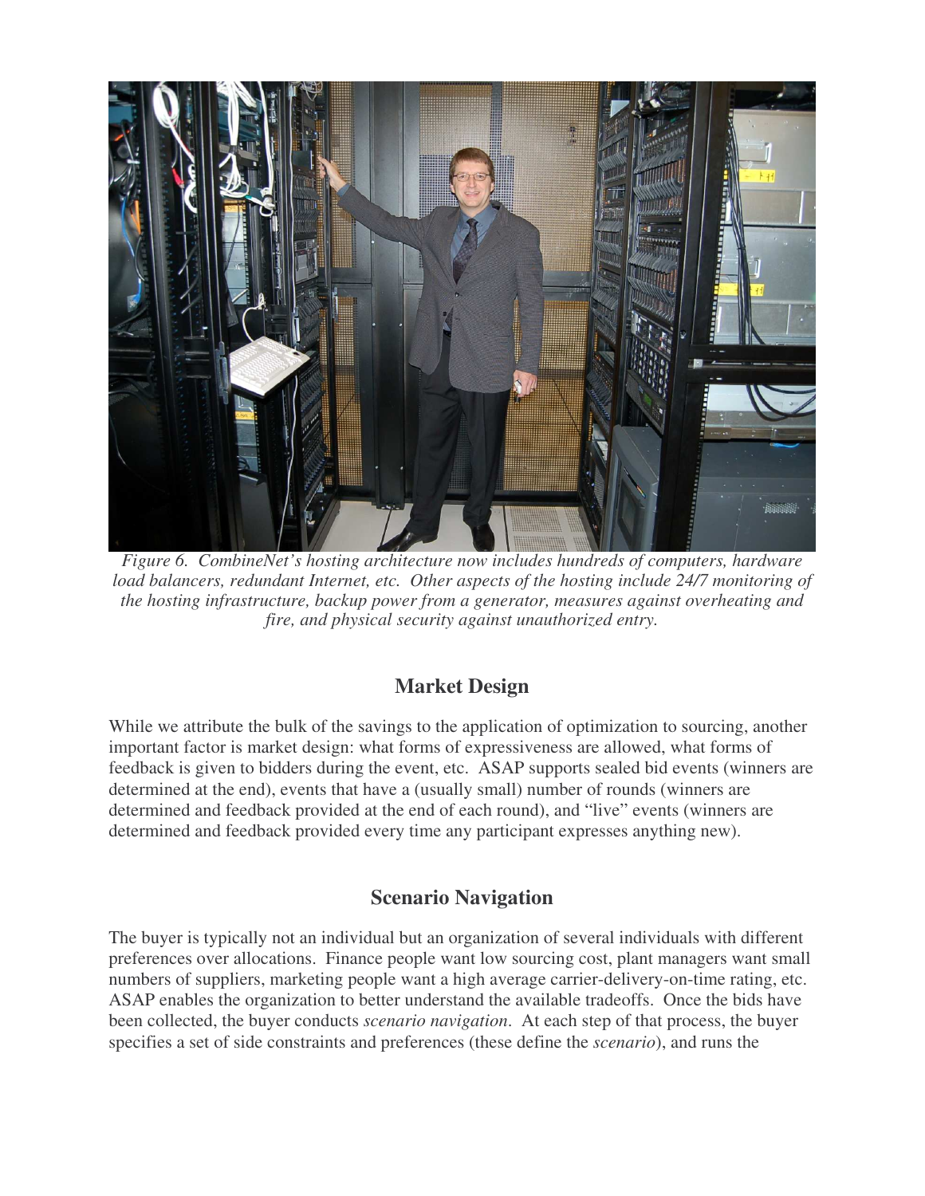*Figure 6. CombineNet's hosting architecture now includes hundreds of computers, hardware load balancers, redundant Internet, etc. Other aspects of the hosting include 24/7 monitoring of the hosting infrastructure, backup power from a generator, measures against overheating and fire, and physical security against unauthorized entry.*

## Market Design

While we attribute the bulk of the savings to the application of optimization to sourcing, another important factor is market design: what forms of expressiveness are allowed, what forms of feedback is given to bidders during the event, etc. ASAP supports sealed bid events (winners are determined at the end), events that have a (usually small) number of rounds (winners are determined and feedback provided at the end of each round), and "live" events (winners are determined and feedback provided every time any participant expresses anything new).

## Scenario Navigation

The buyer is typically not an individual but an organization of several individuals with different preferences over allocations. Finance people want low sourcing cost, plant managers want small numbers of suppliers, marketing people want a high average carrier-delivery-on-time rating, etc. ASAP enables the organization to better understand the available tradeoffs. Once the bids have been collected, the buyer conducts *scenario navigation*. At each step of that process, the buyer specifies a set of side constraints and preferences (these define the *scenario*), and runs the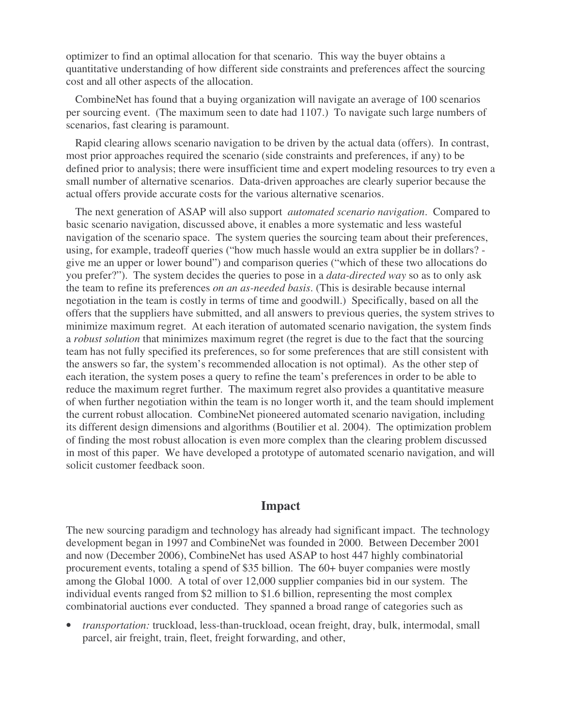optimizer to find an optimal allocation for that scenario. This way the buyer obtains a quantitative understanding of how different side constraints and preferences affect the sourcing cost and all other aspects of the allocation.

CombineNet has found that a buying organization will navigate an average of 100 scenarios per sourcing event. (The maximum seen to date had 1107.) To navigate such large numbers of scenarios, fast clearing is paramount.

Rapid clearing allows scenario navigation to be driven by the actual data (offers). In contrast, most prior approaches required the scenario (side constraints and preferences, if any) to be defined prior to analysis; there were insufficient time and expert modeling resources to try even a small number of alternative scenarios. Data-driven approaches are clearly superior because the actual offers provide accurate costs for the various alternative scenarios.

The next generation of ASAP will also support *automated scenario navigation*. Compared to basic scenario navigation, discussed above, it enables a more systematic and less wasteful navigation of the scenario space. The system queries the sourcing team about their preferences, using, for example, tradeoff queries ("how much hassle would an extra supplier be in dollars? - give me an upper or lower bound") and comparison queries ("which of these two allocations do you prefer?"). The system decides the queries to pose in a *data-directed way* so as to only ask the team to refine its preferences *on an as-needed basis*. (This is desirable because internal negotiation in the team is costly in terms of time and goodwill.) Specifically, based on all the offers that the suppliers have submitted, and all answers to previous queries, the system strives to minimize maximum regret. At each iteration of automated scenario navigation, the system finds a *robust solution* that minimizes maximum regret (the regret is due to the fact that the sourcing team has not fully specified its preferences, so for some preferences that are still consistent with the answers so far, the system's recommended allocation is not optimal). As the other step of each iteration, the system poses a query to refine the team's preferences in order to be able to reduce the maximum regret further. The maximum regret also provides a quantitative measure of when further negotiation within the team is no longer worth it, and the team should implement the current robust allocation. CombineNet pioneered automated scenario navigation, including its different design dimensions and algorithms (Boutilier et al. 2004). The optimization problem of finding the most robust allocation is even more complex than the clearing problem discussed in most of this paper. We have developed a prototype of automated scenario navigation, and will solicit customer feedback soon.

## Impact

The new sourcing paradigm and technology has already had significant impact. The technology development began in 1997 and CombineNet was founded in 2000. Between December 2001 and now (December 2006), CombineNet has used ASAP to host 447 highly combinatorial procurement events, totaling a spend of $35 billion. The 60+ buyer companies were mostly among the Global 1000. A total of over 12,000 supplier companies bid in our system. The individual events ranged from $2 million to $1.6 billion, representing the most complex combinatorial auctions ever conducted. They spanned a broad range of categories such as

- *transportation:* truckload, less-than-truckload, ocean freight, dray, bulk, intermodal, small parcel, air freight, train, fleet, freight forwarding, and other,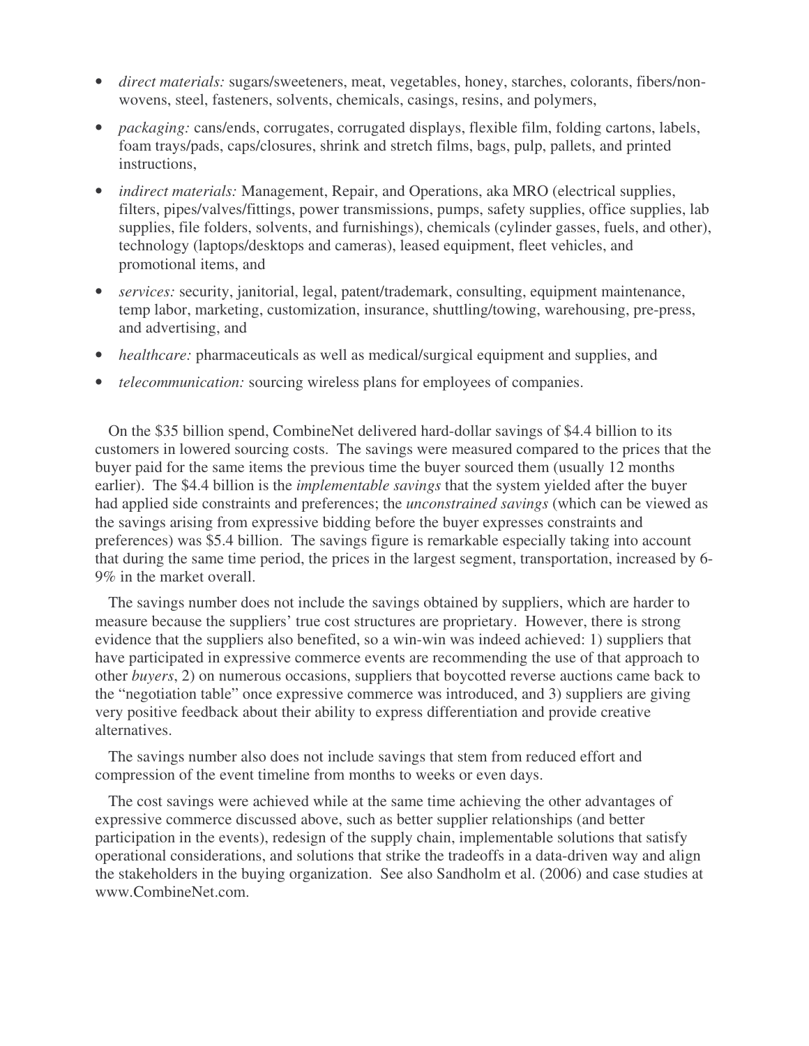- *direct materials:* sugars/sweeteners, meat, vegetables, honey, starches, colorants, fibers/non-wovens, steel, fasteners, solvents, chemicals, casings, resins, and polymers,
- *packaging:* cans/ends, corrugates, corrugated displays, flexible film, folding cartons, labels, foam trays/pads, caps/closures, shrink and stretch films, bags, pulp, pallets, and printed instructions,
- *indirect materials:* Management, Repair, and Operations, aka MRO (electrical supplies, filters, pipes/valves/fittings, power transmissions, pumps, safety supplies, office supplies, lab supplies, file folders, solvents, and furnishings), chemicals (cylinder gasses, fuels, and other), technology (laptops/desktops and cameras), leased equipment, fleet vehicles, and promotional items, and
- *services:* security, janitorial, legal, patent/trademark, consulting, equipment maintenance, temp labor, marketing, customization, insurance, shuttling/towing, warehousing, pre-press, and advertising, and
- *healthcare:* pharmaceuticals as well as medical/surgical equipment and supplies, and
- *telecommunication:* sourcing wireless plans for employees of companies.

On the $35 billion spend, CombineNet delivered hard-dollar savings of $4.4 billion to its customers in lowered sourcing costs. The savings were measured compared to the prices that the buyer paid for the same items the previous time the buyer sourced them (usually 12 months earlier). The $4.4 billion is the *implementable savings* that the system yielded after the buyer had applied side constraints and preferences; the *unconstrained savings* (which can be viewed as the savings arising from expressive bidding before the buyer expresses constraints and preferences) was $5.4 billion. The savings figure is remarkable especially taking into account that during the same time period, the prices in the largest segment, transportation, increased by 6-9% in the market overall.

The savings number does not include the savings obtained by suppliers, which are harder to measure because the suppliers' true cost structures are proprietary. However, there is strong evidence that the suppliers also benefited, so a win-win was indeed achieved: 1) suppliers that have participated in expressive commerce events are recommending the use of that approach to other *buyers*, 2) on numerous occasions, suppliers that boycotted reverse auctions came back to the "negotiation table" once expressive commerce was introduced, and 3) suppliers are giving very positive feedback about their ability to express differentiation and provide creative alternatives.

The savings number also does not include savings that stem from reduced effort and compression of the event timeline from months to weeks or even days.

The cost savings were achieved while at the same time achieving the other advantages of expressive commerce discussed above, such as better supplier relationships (and better participation in the events), redesign of the supply chain, implementable solutions that satisfy operational considerations, and solutions that strike the tradeoffs in a data-driven way and align the stakeholders in the buying organization. See also Sandholm et al. (2006) and case studies at www.CombineNet.com.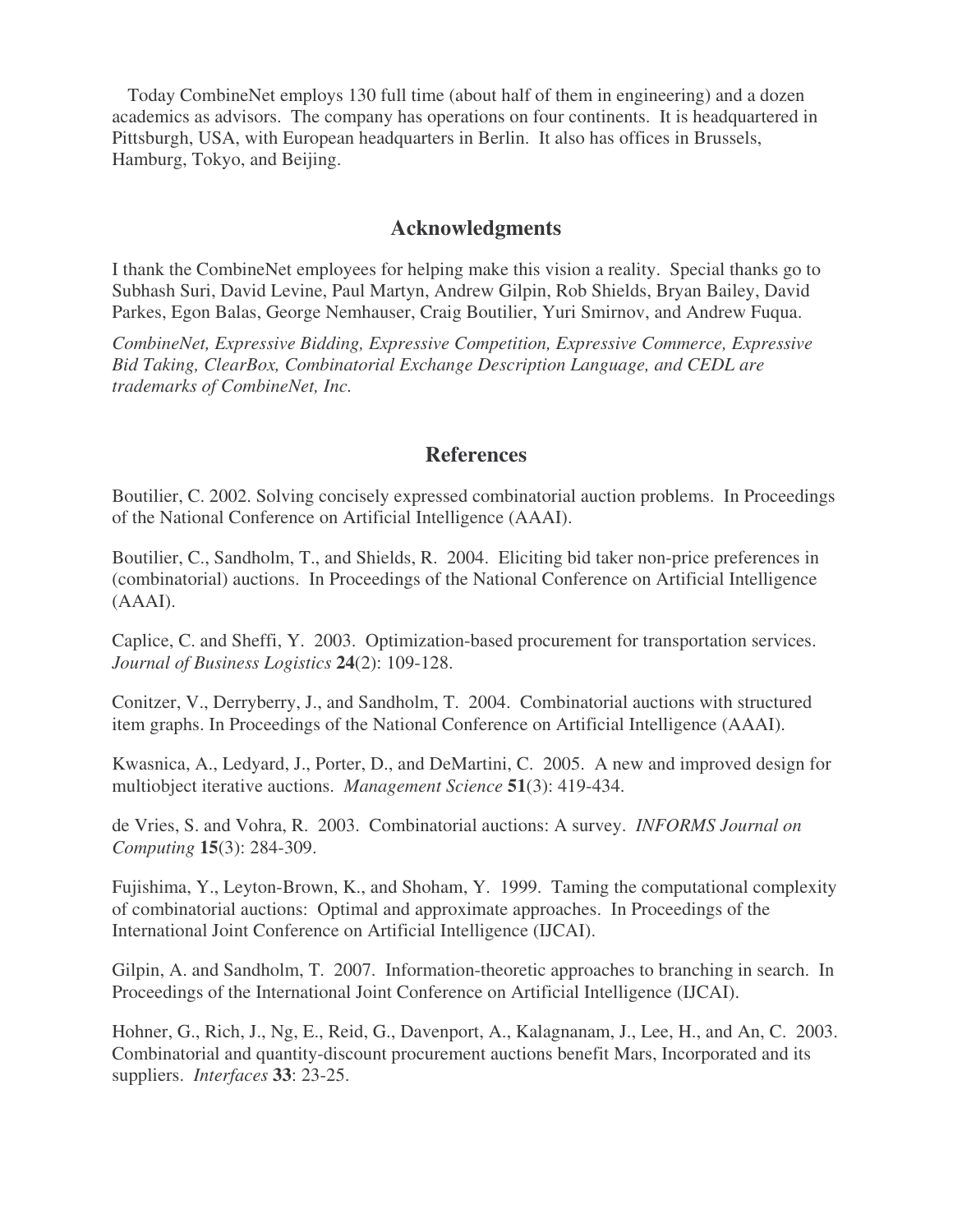Today CombineNet employs 130 full time (about half of them in engineering) and a dozen academics as advisors. The company has operations on four continents. It is headquartered in Pittsburgh, USA, with European headquarters in Berlin. It also has offices in Brussels, Hamburg, Tokyo, and Beijing.

## Acknowledgments

I thank the CombineNet employees for helping make this vision a reality. Special thanks go to Subhash Suri, David Levine, Paul Martyn, Andrew Gilpin, Rob Shields, Bryan Bailey, David Parkes, Egon Balas, George Nemhauser, Craig Boutilier, Yuri Smirnov, and Andrew Fuqua.

*CombineNet, Expressive Bidding, Expressive Competition, Expressive Commerce, Expressive Bid Taking, ClearBox, Combinatorial Exchange Description Language, and CEDL are trademarks of CombineNet, Inc.*

## References

Boutilier, C. 2002. Solving concisely expressed combinatorial auction problems. In Proceedings of the National Conference on Artificial Intelligence (AAAI).

Boutilier, C., Sandholm, T., and Shields, R. 2004. Eliciting bid taker non-price preferences in (combinatorial) auctions. In Proceedings of the National Conference on Artificial Intelligence (AAAI).

Caplice, C. and Sheffi, Y. 2003. Optimization-based procurement for transportation services. *Journal of Business Logistics* **24**(2): 109-128.

Conitzer, V., Derryberry, J., and Sandholm, T. 2004. Combinatorial auctions with structured item graphs. In Proceedings of the National Conference on Artificial Intelligence (AAAI).

Kwasnica, A., Ledyard, J., Porter, D., and DeMartini, C. 2005. A new and improved design for multiobject iterative auctions. *Management Science* **51**(3): 419-434.

de Vries, S. and Vohra, R. 2003. Combinatorial auctions: A survey. *INFORMS Journal on Computing* **15**(3): 284-309.

Fujishima, Y., Leyton-Brown, K., and Shoham, Y. 1999. Taming the computational complexity of combinatorial auctions: Optimal and approximate approaches. In Proceedings of the International Joint Conference on Artificial Intelligence (IJCAI).

Gilpin, A. and Sandholm, T. 2007. Information-theoretic approaches to branching in search. In Proceedings of the International Joint Conference on Artificial Intelligence (IJCAI).

Hohner, G., Rich, J., Ng, E., Reid, G., Davenport, A., Kalagnanam, J., Lee, H., and An, C. 2003. Combinatorial and quantity-discount procurement auctions benefit Mars, Incorporated and its suppliers. *Interfaces* **33**: 23-25.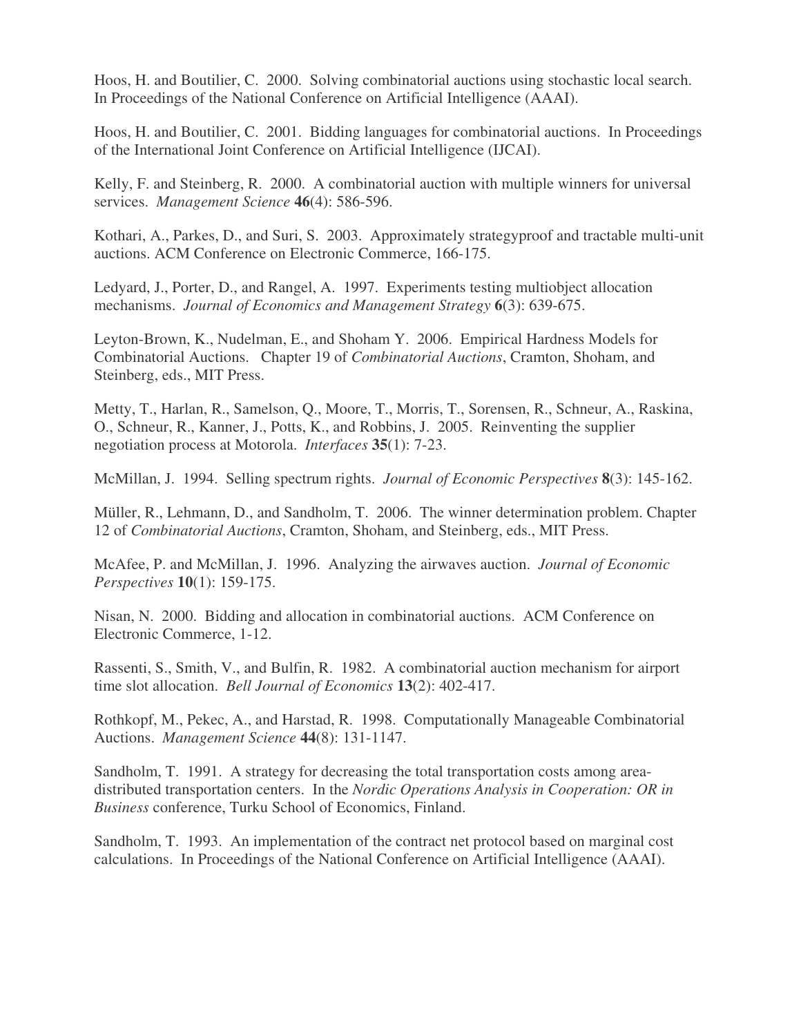Hoos, H. and Boutilier, C. 2000. Solving combinatorial auctions using stochastic local search. In Proceedings of the National Conference on Artificial Intelligence (AAAI).

Hoos, H. and Boutilier, C. 2001. Bidding languages for combinatorial auctions. In Proceedings of the International Joint Conference on Artificial Intelligence (IJCAI).

Kelly, F. and Steinberg, R. 2000. A combinatorial auction with multiple winners for universal services. *Management Science* **46**(4): 586-596.

Kothari, A., Parkes, D., and Suri, S. 2003. Approximately strategyproof and tractable multi-unit auctions. ACM Conference on Electronic Commerce, 166-175.

Ledyard, J., Porter, D., and Rangel, A. 1997. Experiments testing multiobject allocation mechanisms. *Journal of Economics and Management Strategy* **6**(3): 639-675.

Leyton-Brown, K., Nudelman, E., and Shoham Y. 2006. Empirical Hardness Models for Combinatorial Auctions. Chapter 19 of *Combinatorial Auctions*, Cramton, Shoham, and Steinberg, eds., MIT Press.

Metty, T., Harlan, R., Samelson, Q., Moore, T., Morris, T., Sorensen, R., Schneur, A., Raskina, O., Schneur, R., Kanner, J., Potts, K., and Robbins, J. 2005. Reinventing the supplier negotiation process at Motorola. *Interfaces* **35**(1): 7-23.

McMillan, J. 1994. Selling spectrum rights. *Journal of Economic Perspectives* **8**(3): 145-162.

Müller, R., Lehmann, D., and Sandholm, T. 2006. The winner determination problem. Chapter 12 of *Combinatorial Auctions*, Cramton, Shoham, and Steinberg, eds., MIT Press.

McAfee, P. and McMillan, J. 1996. Analyzing the airwaves auction. *Journal of Economic Perspectives* **10**(1): 159-175.

Nisan, N. 2000. Bidding and allocation in combinatorial auctions. ACM Conference on Electronic Commerce, 1-12.

Rassenti, S., Smith, V., and Bulfin, R. 1982. A combinatorial auction mechanism for airport time slot allocation. *Bell Journal of Economics* **13**(2): 402-417.

Rothkopf, M., Pekec, A., and Harstad, R. 1998. Computationally Manageable Combinatorial Auctions. *Management Science* **44**(8): 131-1147.

Sandholm, T. 1991. A strategy for decreasing the total transportation costs among area-distributed transportation centers. In the *Nordic Operations Analysis in Cooperation: OR in Business* conference, Turku School of Economics, Finland.

Sandholm, T. 1993. An implementation of the contract net protocol based on marginal cost calculations. In Proceedings of the National Conference on Artificial Intelligence (AAAI).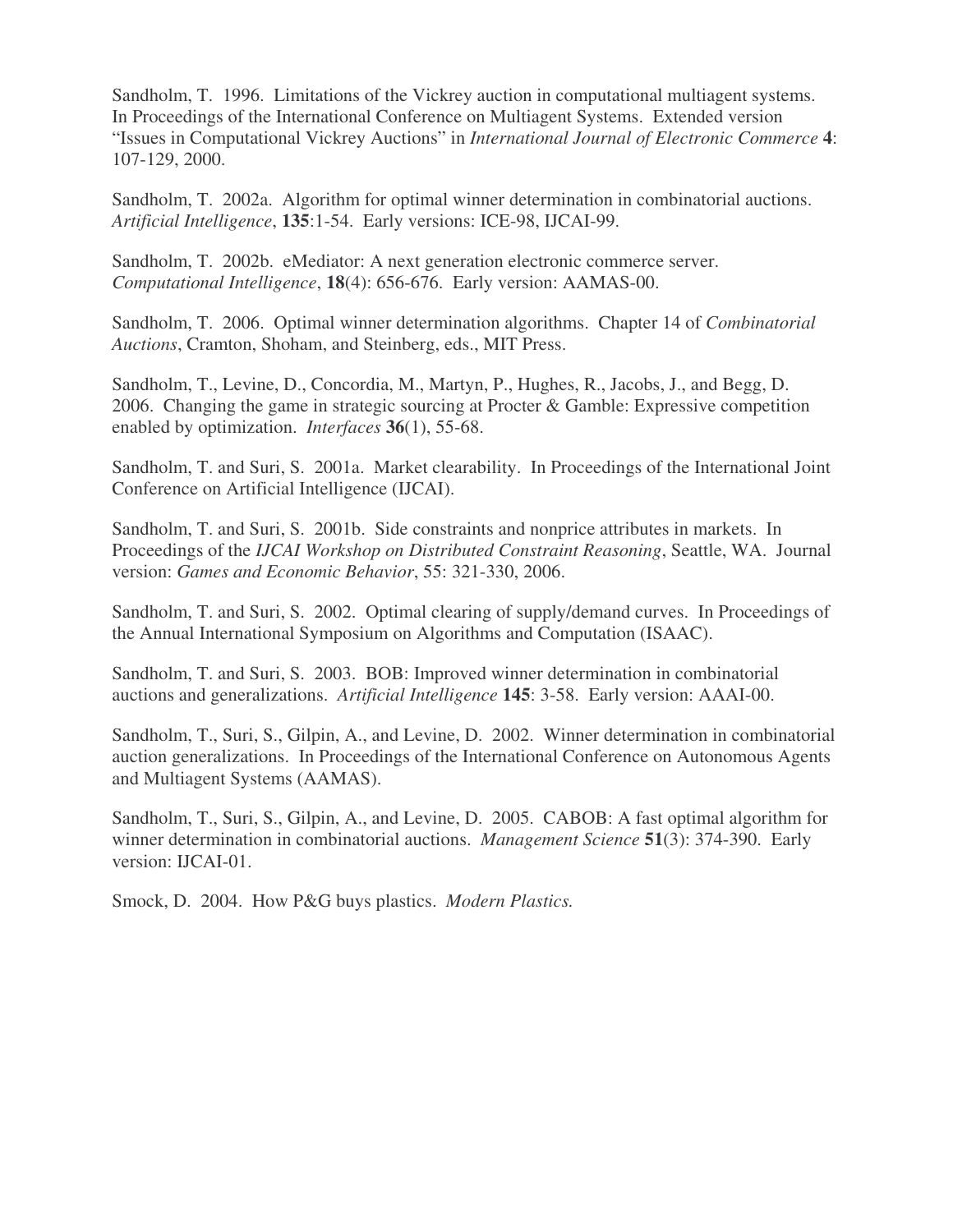Sandholm, T. 1996. Limitations of the Vickrey auction in computational multiagent systems. In Proceedings of the International Conference on Multiagent Systems. Extended version "Issues in Computational Vickrey Auctions" in *International Journal of Electronic Commerce* **4**: 107-129, 2000.

Sandholm, T. 2002a. Algorithm for optimal winner determination in combinatorial auctions. *Artificial Intelligence*, **135**:1-54. Early versions: ICE-98, IJCAI-99.

Sandholm, T. 2002b. eMediator: A next generation electronic commerce server. *Computational Intelligence*, **18**(4): 656-676. Early version: AAMAS-00.

Sandholm, T. 2006. Optimal winner determination algorithms. Chapter 14 of *Combinatorial Auctions*, Cramton, Shoham, and Steinberg, eds., MIT Press.

Sandholm, T., Levine, D., Concordia, M., Martyn, P., Hughes, R., Jacobs, J., and Begg, D. 2006. Changing the game in strategic sourcing at Procter & Gamble: Expressive competition enabled by optimization. *Interfaces* **36**(1), 55-68.

Sandholm, T. and Suri, S. 2001a. Market clearability. In Proceedings of the International Joint Conference on Artificial Intelligence (IJCAI).

Sandholm, T. and Suri, S. 2001b. Side constraints and nonprice attributes in markets. In Proceedings of the *IJCAI Workshop on Distributed Constraint Reasoning*, Seattle, WA. Journal version: *Games and Economic Behavior*, 55: 321-330, 2006.

Sandholm, T. and Suri, S. 2002. Optimal clearing of supply/demand curves. In Proceedings of the Annual International Symposium on Algorithms and Computation (ISAAC).

Sandholm, T. and Suri, S. 2003. BOB: Improved winner determination in combinatorial auctions and generalizations. *Artificial Intelligence* **145**: 3-58. Early version: AAAI-00.

Sandholm, T., Suri, S., Gilpin, A., and Levine, D. 2002. Winner determination in combinatorial auction generalizations. In Proceedings of the International Conference on Autonomous Agents and Multiagent Systems (AAMAS).

Sandholm, T., Suri, S., Gilpin, A., and Levine, D. 2005. CABOB: A fast optimal algorithm for winner determination in combinatorial auctions. *Management Science* **51**(3): 374-390. Early version: IJCAI-01.

Smock, D. 2004. How P&G buys plastics. *Modern Plastics.*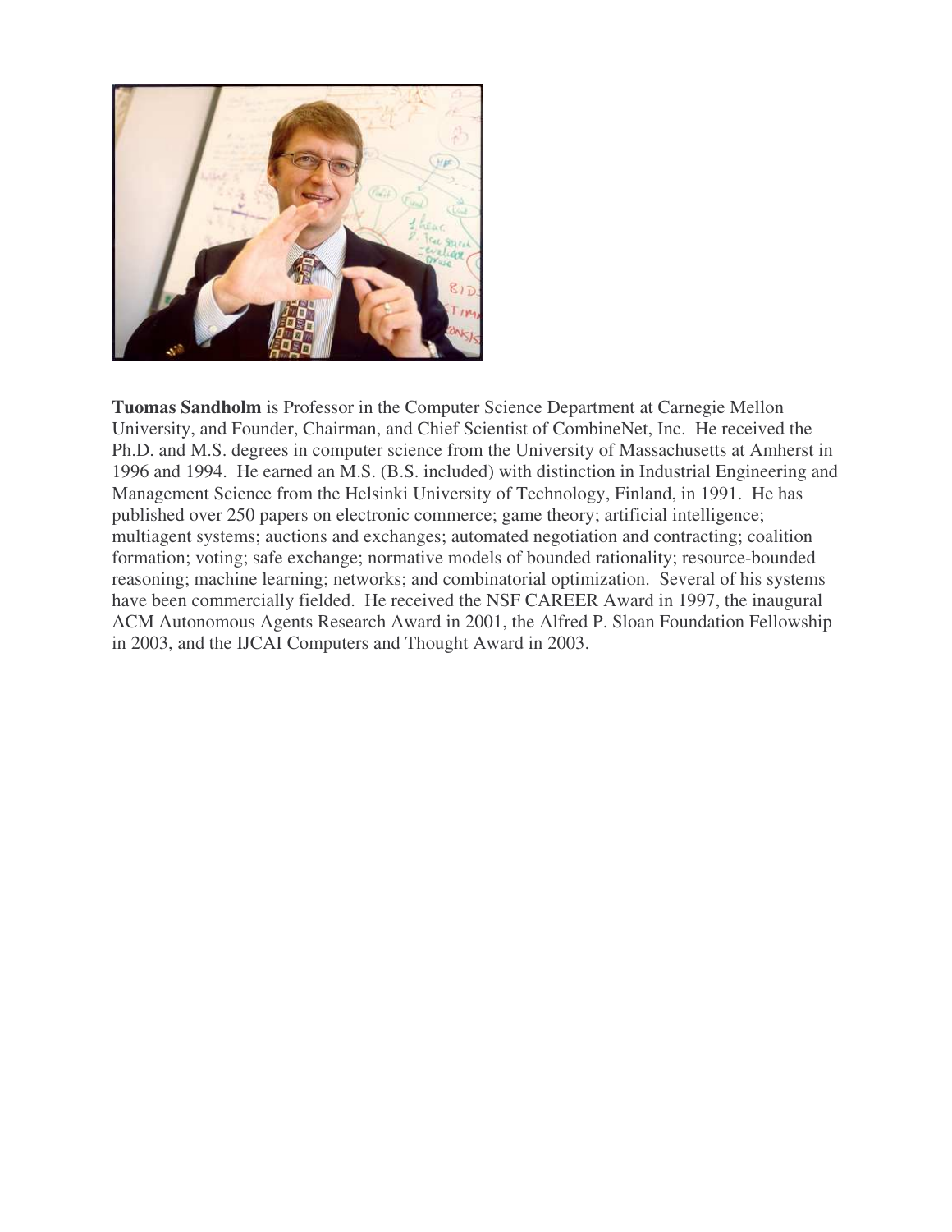**Tuomas Sandholm** is Professor in the Computer Science Department at Carnegie Mellon University, and Founder, Chairman, and Chief Scientist of CombineNet, Inc. He received the Ph.D. and M.S. degrees in computer science from the University of Massachusetts at Amherst in 1996 and 1994. He earned an M.S. (B.S. included) with distinction in Industrial Engineering and Management Science from the Helsinki University of Technology, Finland, in 1991. He has published over 250 papers on electronic commerce; game theory; artificial intelligence; multiagent systems; auctions and exchanges; automated negotiation and contracting; coalition formation; voting; safe exchange; normative models of bounded rationality; resource-bounded reasoning; machine learning; networks; and combinatorial optimization. Several of his systems have been commercially fielded. He received the NSF CAREER Award in 1997, the inaugural ACM Autonomous Agents Research Award in 2001, the Alfred P. Sloan Foundation Fellowship in 2003, and the IJCAI Computers and Thought Award in 2003.